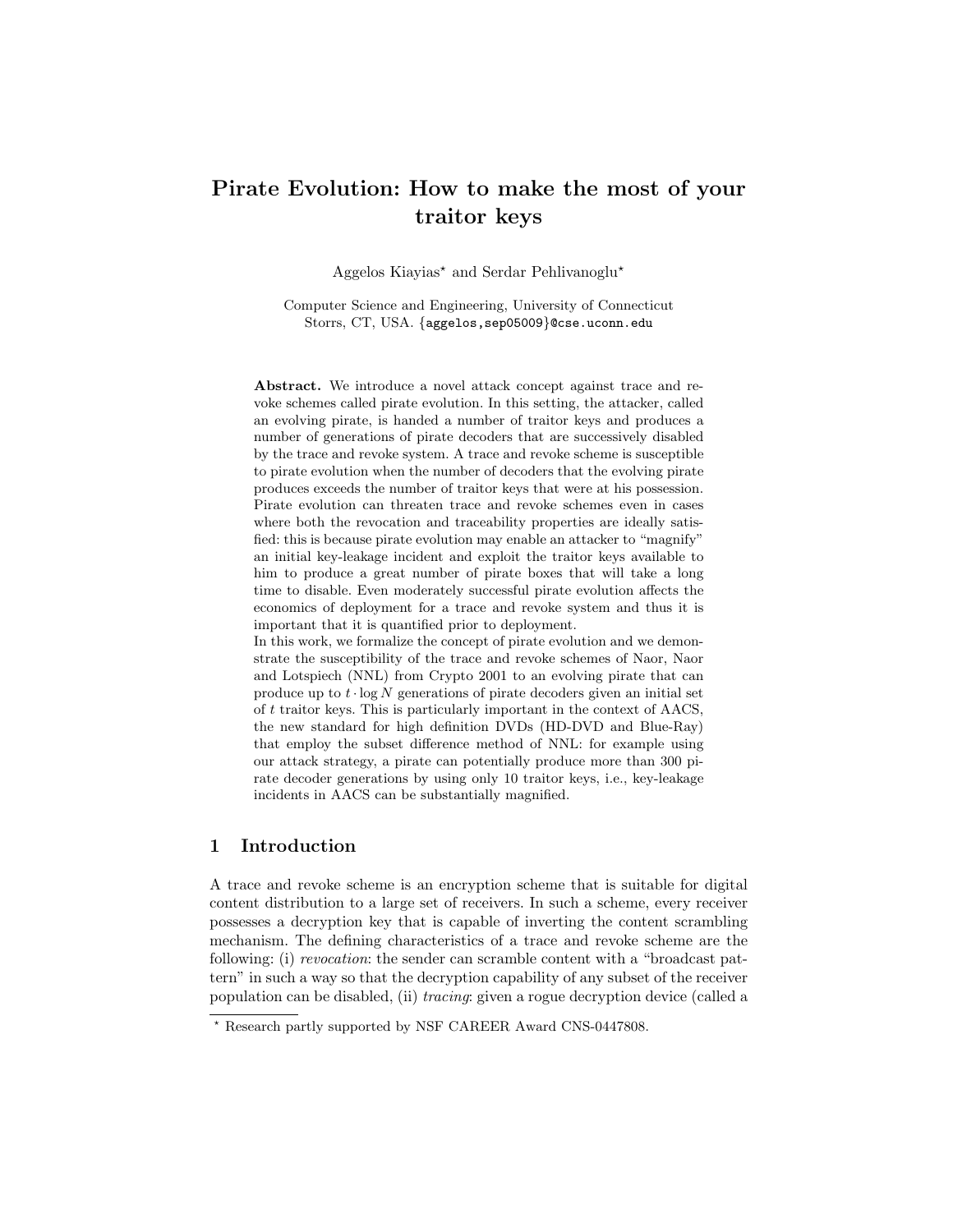# Pirate Evolution: How to make the most of your traitor keys

Aggelos Kiayias* and Serdar Pehlivanoglu*

Computer Science and Engineering, University of Connecticut
Storrs, CT, USA. {aggelos,sep05009}@cse.uconn.edu

**Abstract.** We introduce a novel attack concept against trace and revoke schemes called pirate evolution. In this setting, the attacker, called an evolving pirate, is handed a number of traitor keys and produces a number of generations of pirate decoders that are successively disabled by the trace and revoke system. A trace and revoke scheme is susceptible to pirate evolution when the number of decoders that the evolving pirate produces exceeds the number of traitor keys that were at his possession. Pirate evolution can threaten trace and revoke schemes even in cases where both the revocation and traceability properties are ideally satisfied: this is because pirate evolution may enable an attacker to "magnify" an initial key-leakage incident and exploit the traitor keys available to him to produce a great number of pirate boxes that will take a long time to disable. Even moderately successful pirate evolution affects the economics of deployment for a trace and revoke system and thus it is important that it is quantified prior to deployment.

In this work, we formalize the concept of pirate evolution and we demonstrate the susceptibility of the trace and revoke schemes of Naor, Naor and Lotspiech (NNL) from Crypto 2001 to an evolving pirate that can produce up to $t \cdot \log N$ generations of pirate decoders given an initial set of $t$ traitor keys. This is particularly important in the context of AACS, the new standard for high definition DVDs (HD-DVD and Blue-Ray) that employ the subset difference method of NNL: for example using our attack strategy, a pirate can potentially produce more than 300 pirate decoder generations by using only 10 traitor keys, i.e., key-leakage incidents in AACS can be substantially magnified.

## 1 Introduction

A trace and revoke scheme is an encryption scheme that is suitable for digital content distribution to a large set of receivers. In such a scheme, every receiver possesses a decryption key that is capable of inverting the content scrambling mechanism. The defining characteristics of a trace and revoke scheme are the following: (i) *revocation*: the sender can scramble content with a "broadcast pattern" in such a way so that the decryption capability of any subset of the receiver population can be disabled, (ii) *tracing*: given a rogue decryption device (called a

* Research partly supported by NSF CAREER Award CNS-0447808.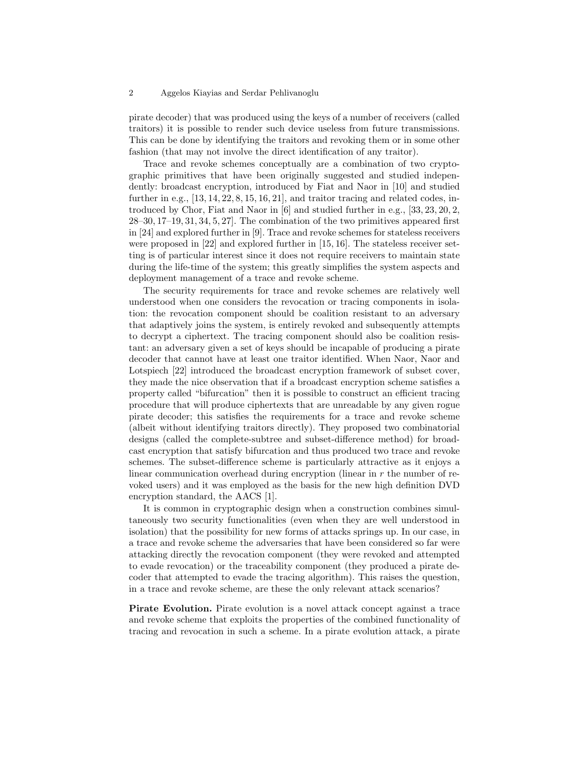pirate decoder) that was produced using the keys of a number of receivers (called traitors) it is possible to render such device useless from future transmissions. This can be done by identifying the traitors and revoking them or in some other fashion (that may not involve the direct identification of any traitor).

Trace and revoke schemes conceptually are a combination of two cryptographic primitives that have been originally suggested and studied independently: broadcast encryption, introduced by Fiat and Naor in [10] and studied further in e.g., [13, 14, 22, 8, 15, 16, 21], and traitor tracing and related codes, introduced by Chor, Fiat and Naor in [6] and studied further in e.g., [33, 23, 20, 2, 28–30, 17–19, 31, 34, 5, 27]. The combination of the two primitives appeared first in [24] and explored further in [9]. Trace and revoke schemes for stateless receivers were proposed in [22] and explored further in [15, 16]. The stateless receiver setting is of particular interest since it does not require receivers to maintain state during the life-time of the system; this greatly simplifies the system aspects and deployment management of a trace and revoke scheme.

The security requirements for trace and revoke schemes are relatively well understood when one considers the revocation or tracing components in isolation: the revocation component should be coalition resistant to an adversary that adaptively joins the system, is entirely revoked and subsequently attempts to decrypt a ciphertext. The tracing component should also be coalition resistant: an adversary given a set of keys should be incapable of producing a pirate decoder that cannot have at least one traitor identified. When Naor, Naor and Lotspiech [22] introduced the broadcast encryption framework of subset cover, they made the nice observation that if a broadcast encryption scheme satisfies a property called "bifurcation" then it is possible to construct an efficient tracing procedure that will produce ciphertexts that are unreadable by any given rogue pirate decoder; this satisfies the requirements for a trace and revoke scheme (albeit without identifying traitors directly). They proposed two combinatorial designs (called the complete-subtree and subset-difference method) for broadcast encryption that satisfy bifurcation and thus produced two trace and revoke schemes. The subset-difference scheme is particularly attractive as it enjoys a linear communication overhead during encryption (linear in $r$ the number of revoked users) and it was employed as the basis for the new high definition DVD encryption standard, the AACS [1].

It is common in cryptographic design when a construction combines simultaneously two security functionalities (even when they are well understood in isolation) that the possibility for new forms of attacks springs up. In our case, in a trace and revoke scheme the adversaries that have been considered so far were attacking directly the revocation component (they were revoked and attempted to evade revocation) or the traceability component (they produced a pirate decoder that attempted to evade the tracing algorithm). This raises the question, in a trace and revoke scheme, are these the only relevant attack scenarios?

**Pirate Evolution.** Pirate evolution is a novel attack concept against a trace and revoke scheme that exploits the properties of the combined functionality of tracing and revocation in such a scheme. In a pirate evolution attack, a pirate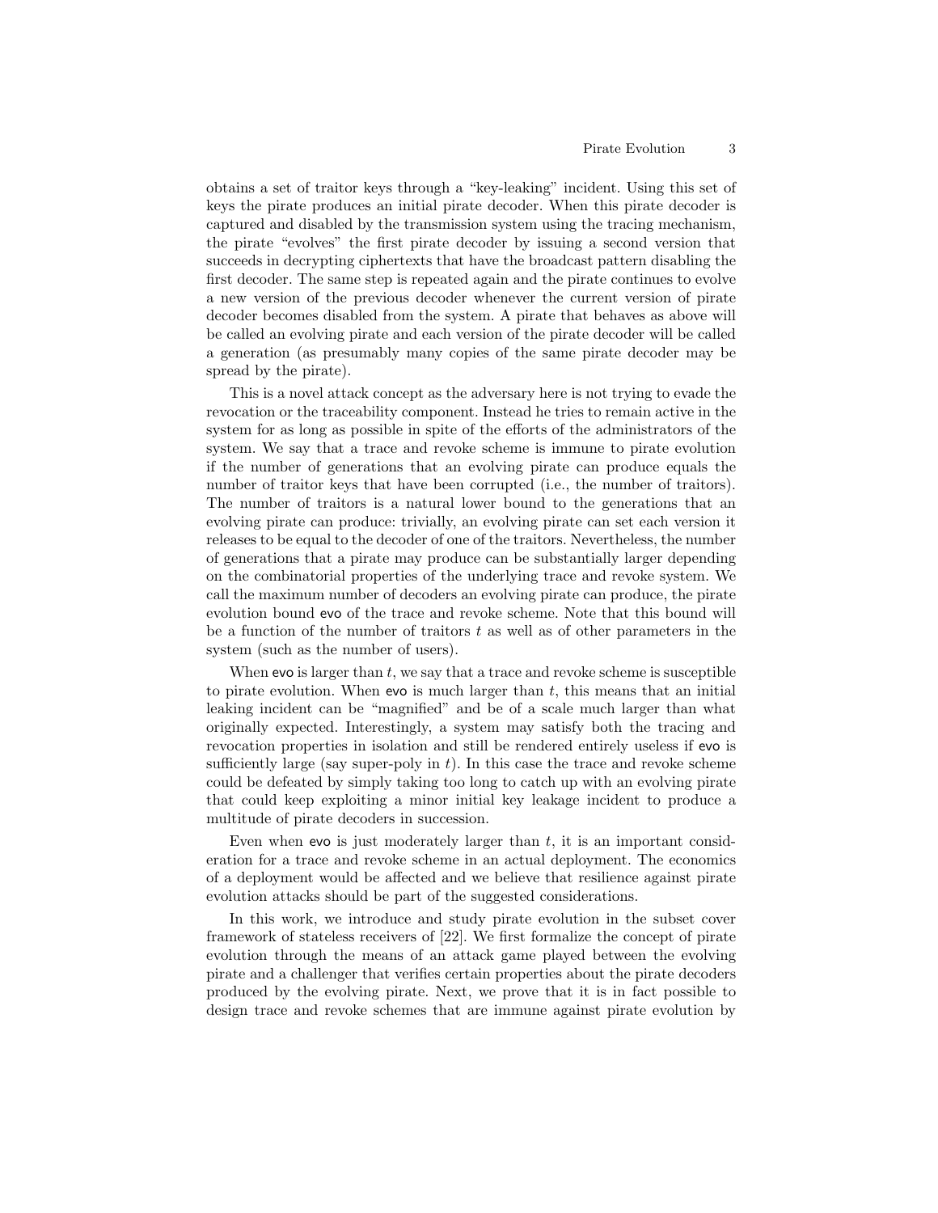obtains a set of traitor keys through a "key-leaking" incident. Using this set of keys the pirate produces an initial pirate decoder. When this pirate decoder is captured and disabled by the transmission system using the tracing mechanism, the pirate "evolves" the first pirate decoder by issuing a second version that succeeds in decrypting ciphertexts that have the broadcast pattern disabling the first decoder. The same step is repeated again and the pirate continues to evolve a new version of the previous decoder whenever the current version of pirate decoder becomes disabled from the system. A pirate that behaves as above will be called an evolving pirate and each version of the pirate decoder will be called a generation (as presumably many copies of the same pirate decoder may be spread by the pirate).

This is a novel attack concept as the adversary here is not trying to evade the revocation or the traceability component. Instead he tries to remain active in the system for as long as possible in spite of the efforts of the administrators of the system. We say that a trace and revoke scheme is immune to pirate evolution if the number of generations that an evolving pirate can produce equals the number of traitor keys that have been corrupted (i.e., the number of traitors). The number of traitors is a natural lower bound to the generations that an evolving pirate can produce: trivially, an evolving pirate can set each version it releases to be equal to the decoder of one of the traitors. Nevertheless, the number of generations that a pirate may produce can be substantially larger depending on the combinatorial properties of the underlying trace and revoke system. We call the maximum number of decoders an evolving pirate can produce, the pirate evolution bound $\mathsf{evo}$ of the trace and revoke scheme. Note that this bound will be a function of the number of traitors $t$ as well as of other parameters in the system (such as the number of users).

When $\mathsf{evo}$ is larger than $t$, we say that a trace and revoke scheme is susceptible to pirate evolution. When $\mathsf{evo}$ is much larger than $t$, this means that an initial leaking incident can be "magnified" and be of a scale much larger than what originally expected. Interestingly, a system may satisfy both the tracing and revocation properties in isolation and still be rendered entirely useless if $\mathsf{evo}$ is sufficiently large (say super-poly in $t$). In this case the trace and revoke scheme could be defeated by simply taking too long to catch up with an evolving pirate that could keep exploiting a minor initial key leakage incident to produce a multitude of pirate decoders in succession.

Even when $\mathsf{evo}$ is just moderately larger than $t$, it is an important consideration for a trace and revoke scheme in an actual deployment. The economics of a deployment would be affected and we believe that resilience against pirate evolution attacks should be part of the suggested considerations.

In this work, we introduce and study pirate evolution in the subset cover framework of stateless receivers of [22]. We first formalize the concept of pirate evolution through the means of an attack game played between the evolving pirate and a challenger that verifies certain properties about the pirate decoders produced by the evolving pirate. Next, we prove that it is in fact possible to design trace and revoke schemes that are immune against pirate evolution by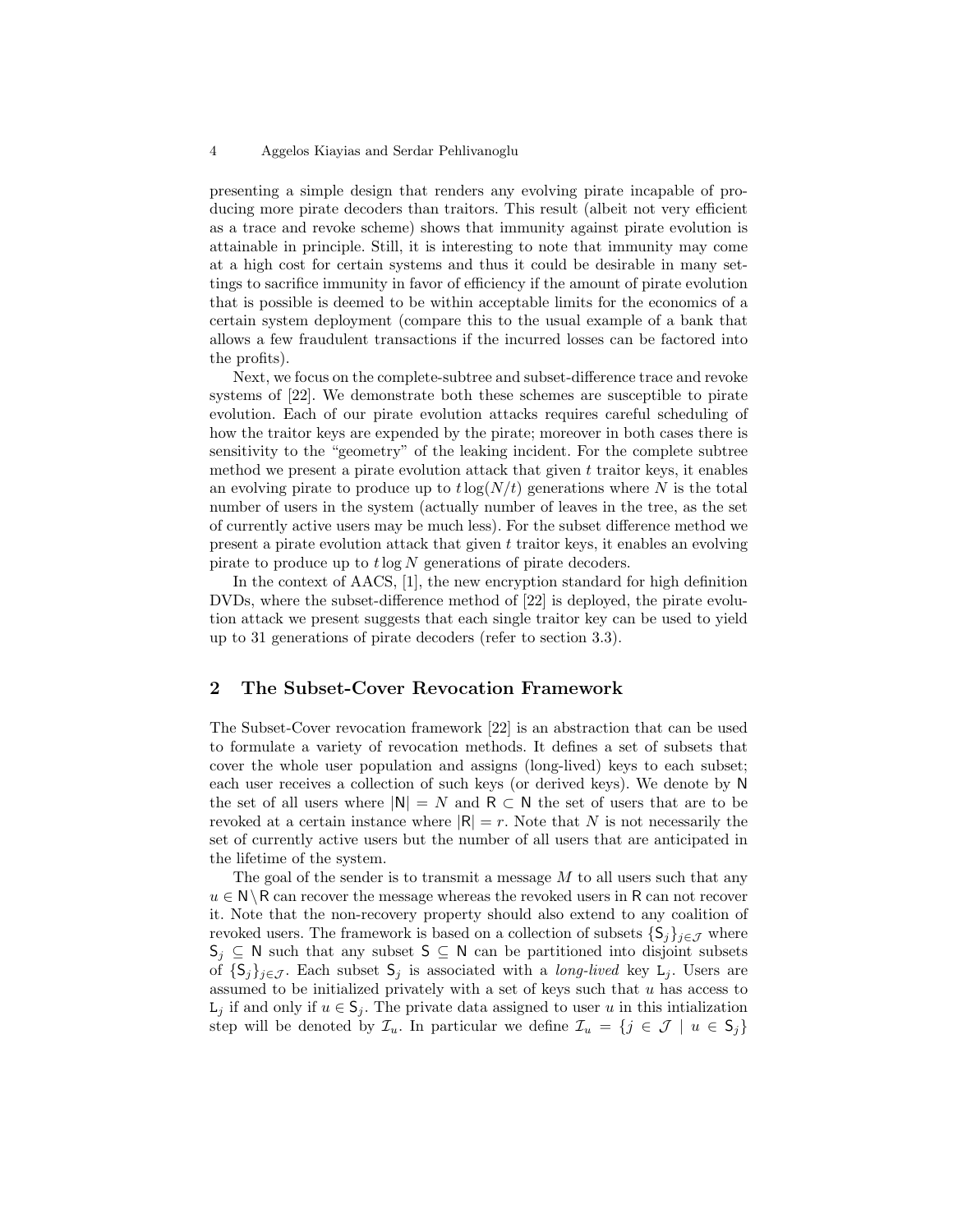presenting a simple design that renders any evolving pirate incapable of producing more pirate decoders than traitors. This result (albeit not very efficient as a trace and revoke scheme) shows that immunity against pirate evolution is attainable in principle. Still, it is interesting to note that immunity may come at a high cost for certain systems and thus it could be desirable in many settings to sacrifice immunity in favor of efficiency if the amount of pirate evolution that is possible is deemed to be within acceptable limits for the economics of a certain system deployment (compare this to the usual example of a bank that allows a few fraudulent transactions if the incurred losses can be factored into the profits).

Next, we focus on the complete-subtree and subset-difference trace and revoke systems of [22]. We demonstrate both these schemes are susceptible to pirate evolution. Each of our pirate evolution attacks requires careful scheduling of how the traitor keys are expended by the pirate; moreover in both cases there is sensitivity to the "geometry" of the leaking incident. For the complete subtree method we present a pirate evolution attack that given $t$ traitor keys, it enables an evolving pirate to produce up to $t \log(N/t)$ generations where $N$ is the total number of users in the system (actually number of leaves in the tree, as the set of currently active users may be much less). For the subset difference method we present a pirate evolution attack that given $t$ traitor keys, it enables an evolving pirate to produce up to $t \log N$ generations of pirate decoders.

In the context of AACS, [1], the new encryption standard for high definition DVDs, where the subset-difference method of [22] is deployed, the pirate evolution attack we present suggests that each single traitor key can be used to yield up to 31 generations of pirate decoders (refer to section 3.3).

## 2 The Subset-Cover Revocation Framework

The Subset-Cover revocation framework [22] is an abstraction that can be used to formulate a variety of revocation methods. It defines a set of subsets that cover the whole user population and assigns (long-lived) keys to each subset; each user receives a collection of such keys (or derived keys). We denote by $\mathsf{N}$ the set of all users where $|\mathsf{N}| = N$ and $\mathsf{R} \subset \mathsf{N}$ the set of users that are to be revoked at a certain instance where $|\mathsf{R}| = r$. Note that $N$ is not necessarily the set of currently active users but the number of all users that are anticipated in the lifetime of the system.

The goal of the sender is to transmit a message $M$ to all users such that any $u \in \mathsf{N} \setminus \mathsf{R}$ can recover the message whereas the revoked users in $\mathsf{R}$ can not recover it. Note that the non-recovery property should also extend to any coalition of revoked users. The framework is based on a collection of subsets $\{\mathsf{S}_j\}_{j \in \mathcal{J}}$ where $\mathsf{S}_j \subseteq \mathsf{N}$ such that any subset $\mathsf{S} \subseteq \mathsf{N}$ can be partitioned into disjoint subsets of $\{\mathsf{S}_j\}_{j \in \mathcal{J}}$. Each subset $\mathsf{S}_j$ is associated with a *long-lived* key $\mathtt{L}_j$. Users are assumed to be initialized privately with a set of keys such that $u$ has access to $\mathtt{L}_j$ if and only if $u \in \mathsf{S}_j$. The private data assigned to user $u$ in this intialization step will be denoted by $\mathcal{I}_u$. In particular we define $\mathcal{I}_u = \{j \in \mathcal{J} \mid u \in \mathsf{S}_j\}$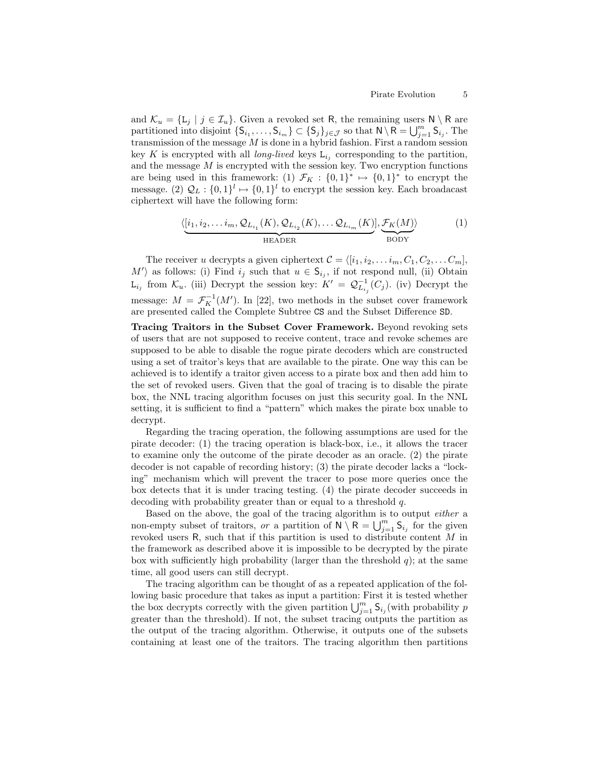and $\mathcal{K}_u = \{\mathsf{L}_j \mid j \in \mathcal{I}_u\}$. Given a revoked set $\mathsf{R}$, the remaining users $\mathsf{N} \setminus \mathsf{R}$ are partitioned into disjoint $\{\mathsf{S}_{i_1}, \ldots, \mathsf{S}_{i_m}\} \subset \{\mathsf{S}_j\}_{j \in \mathcal{J}}$ so that $\mathsf{N} \setminus \mathsf{R} = \bigcup_{j=1}^{m} \mathsf{S}_{i_j}$. The transmission of the message $M$ is done in a hybrid fashion. First a random session key $K$ is encrypted with all *long-lived* keys $\mathsf{L}_{i_j}$ corresponding to the partition, and the message $M$ is encrypted with the session key. Two encryption functions are being used in this framework: (1) $\mathcal{F}_K : \{0,1\}^* \mapsto \{0,1\}^*$ to encrypt the message. (2) $\mathcal{Q}_L : \{0,1\}^l \mapsto \{0,1\}^l$ to encrypt the session key. Each broadcast ciphertext will have the following form:

$$\langle \underbrace{[i_1, i_2, \ldots i_m, \mathcal{Q}_{L_{i_1}}(K), \mathcal{Q}_{L_{i_2}}(K), \ldots \mathcal{Q}_{L_{i_m}}(K)]}_{\text{HEADER}}, \underbrace{\mathcal{F}_K(M)}_{\text{BODY}} \rangle \tag{1}$$

The receiver $u$ decrypts a given ciphertext $\mathcal{C} = \langle [i_1, i_2, \ldots i_m, C_1, C_2, \ldots C_m], M' \rangle$ as follows: (i) Find $i_j$ such that $u \in \mathsf{S}_{i_j}$, if not respond null, (ii) Obtain $\mathsf{L}_{i_j}$ from $\mathcal{K}_u$. (iii) Decrypt the session key: $K' = \mathcal{Q}^{-1}_{L_{i_j}}(C_j)$. (iv) Decrypt the message: $M = \mathcal{F}^{-1}_{K}(M')$. In [22], two methods in the subset cover framework are presented called the Complete Subtree `CS` and the Subset Difference `SD`.

**Tracing Traitors in the Subset Cover Framework.** Beyond revoking sets of users that are not supposed to receive content, trace and revoke schemes are supposed to be able to disable the rogue pirate decoders which are constructed using a set of traitor's keys that are available to the pirate. One way this can be achieved is to identify a traitor given access to a pirate box and then add him to the set of revoked users. Given that the goal of tracing is to disable the pirate box, the NNL tracing algorithm focuses on just this security goal. In the NNL setting, it is sufficient to find a "pattern" which makes the pirate box unable to decrypt.

Regarding the tracing operation, the following assumptions are used for the pirate decoder: (1) the tracing operation is black-box, i.e., it allows the tracer to examine only the outcome of the pirate decoder as an oracle. (2) the pirate decoder is not capable of recording history; (3) the pirate decoder lacks a "locking" mechanism which will prevent the tracer to pose more queries once the box detects that it is under tracing testing. (4) the pirate decoder succeeds in decoding with probability greater than or equal to a threshold $q$.

Based on the above, the goal of the tracing algorithm is to output *either* a non-empty subset of traitors, *or* a partition of $\mathsf{N} \setminus \mathsf{R} = \bigcup_{j=1}^{m} \mathsf{S}_{i_j}$ for the given revoked users $\mathsf{R}$, such that if this partition is used to distribute content $M$ in the framework as described above it is impossible to be decrypted by the pirate box with sufficiently high probability (larger than the threshold $q$); at the same time, all good users can still decrypt.

The tracing algorithm can be thought of as a repeated application of the following basic procedure that takes as input a partition: First it is tested whether the box decrypts correctly with the given partition $\bigcup_{j=1}^{m} \mathsf{S}_{i_j}$(with probability $p$ greater than the threshold). If not, the subset tracing outputs the partition as the output of the tracing algorithm. Otherwise, it outputs one of the subsets containing at least one of the traitors. The tracing algorithm then partitions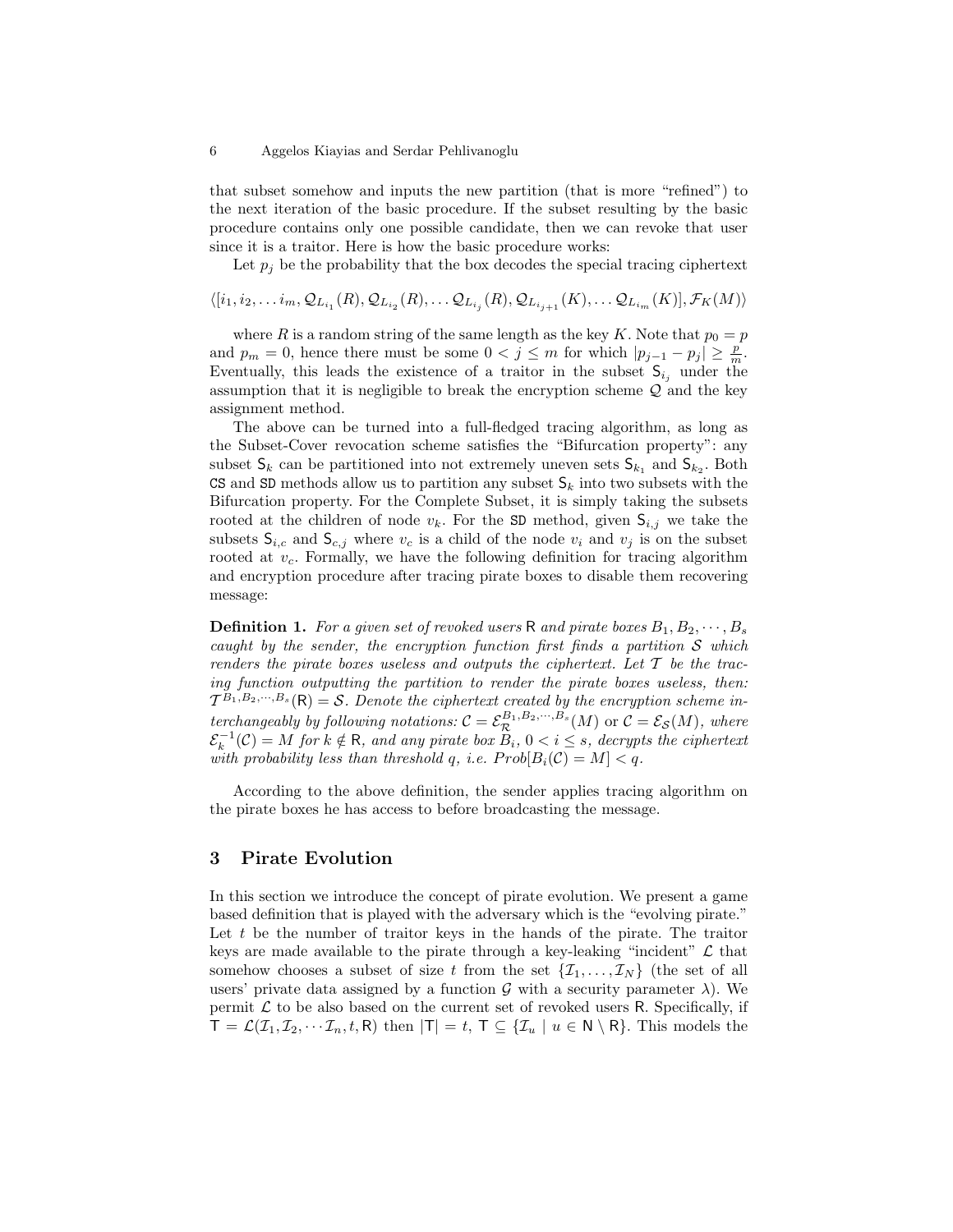that subset somehow and inputs the new partition (that is more "refined") to the next iteration of the basic procedure. If the subset resulting by the basic procedure contains only one possible candidate, then we can revoke that user since it is a traitor. Here is how the basic procedure works:

Let $p_j$ be the probability that the box decodes the special tracing ciphertext

$$\langle [i_1, i_2, \ldots i_m, \mathcal{Q}_{L_{i_1}}(R), \mathcal{Q}_{L_{i_2}}(R), \ldots \mathcal{Q}_{L_{i_j}}(R), \mathcal{Q}_{L_{i_{j+1}}}(K), \ldots \mathcal{Q}_{L_{i_m}}(K)], \mathcal{F}_K(M) \rangle$$

where $R$ is a random string of the same length as the key $K$. Note that $p_0 = p$ and $p_m = 0$, hence there must be some $0 < j \leq m$ for which $|p_{j-1} - p_j| \geq \frac{p}{m}$. Eventually, this leads the existence of a traitor in the subset $\mathsf{S}_{i_j}$ under the assumption that it is negligible to break the encryption scheme $\mathcal{Q}$ and the key assignment method.

The above can be turned into a full-fledged tracing algorithm, as long as the Subset-Cover revocation scheme satisfies the "Bifurcation property": any subset $\mathsf{S}_k$ can be partitioned into not extremely uneven sets $\mathsf{S}_{k_1}$ and $\mathsf{S}_{k_2}$. Both CS and SD methods allow us to partition any subset $\mathsf{S}_k$ into two subsets with the Bifurcation property. For the Complete Subset, it is simply taking the subsets rooted at the children of node $v_k$. For the SD method, given $\mathsf{S}_{i,j}$ we take the subsets $\mathsf{S}_{i,c}$ and $\mathsf{S}_{c,j}$ where $v_c$ is a child of the node $v_i$ and $v_j$ is on the subset rooted at $v_c$. Formally, we have the following definition for tracing algorithm and encryption procedure after tracing pirate boxes to disable them recovering message:

**Definition 1.** *For a given set of revoked users* $\mathsf{R}$ *and pirate boxes* $B_1, B_2, \cdots, B_s$ *caught by the sender, the encryption function first finds a partition* $\mathcal{S}$ *which renders the pirate boxes useless and outputs the ciphertext. Let* $\mathcal{T}$ *be the tracing function outputting the partition to render the pirate boxes useless, then:* $\mathcal{T}^{B_1, B_2, \cdots, B_s}(\mathsf{R}) = \mathcal{S}$. *Denote the ciphertext created by the encryption scheme interchangeably by following notations:* $\mathcal{C} = \mathcal{E}_{\mathcal{R}}^{B_1, B_2, \cdots, B_s}(M)$ or $\mathcal{C} = \mathcal{E}_{\mathcal{S}}(M)$, *where* $\mathcal{E}_k^{-1}(\mathcal{C}) = M$ *for* $k \notin \mathsf{R}$, *and any pirate box* $B_i$, $0 < i \leq s$, *decrypts the ciphertext with probability less than threshold* $q$, *i.e.* $Prob[B_i(\mathcal{C}) = M] < q$.

According to the above definition, the sender applies tracing algorithm on the pirate boxes he has access to before broadcasting the message.

## 3 Pirate Evolution

In this section we introduce the concept of pirate evolution. We present a game based definition that is played with the adversary which is the "evolving pirate." Let $t$ be the number of traitor keys in the hands of the pirate. The traitor keys are made available to the pirate through a key-leaking "incident" $\mathcal{L}$ that somehow chooses a subset of size $t$ from the set $\{\mathcal{I}_1, \ldots, \mathcal{I}_N\}$ (the set of all users' private data assigned by a function $\mathcal{G}$ with a security parameter $\lambda$). We permit $\mathcal{L}$ to be also based on the current set of revoked users $\mathsf{R}$. Specifically, if $\mathsf{T} = \mathcal{L}(\mathcal{I}_1, \mathcal{I}_2, \cdots \mathcal{I}_n, t, \mathsf{R})$ then $|\mathsf{T}| = t$, $\mathsf{T} \subseteq \{\mathcal{I}_u \mid u \in \mathsf{N} \setminus \mathsf{R}\}$. This models the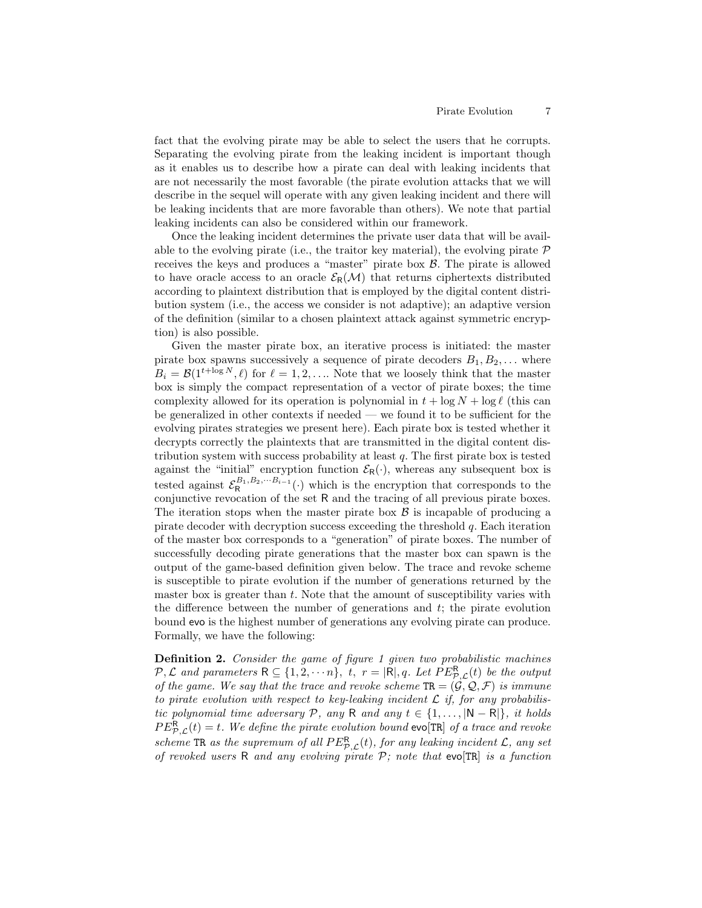fact that the evolving pirate may be able to select the users that he corrupts. Separating the evolving pirate from the leaking incident is important though as it enables us to describe how a pirate can deal with leaking incidents that are not necessarily the most favorable (the pirate evolution attacks that we will describe in the sequel will operate with any given leaking incident and there will be leaking incidents that are more favorable than others). We note that partial leaking incidents can also be considered within our framework.

Once the leaking incident determines the private user data that will be available to the evolving pirate (i.e., the traitor key material), the evolving pirate $\mathcal{P}$ receives the keys and produces a "master" pirate box $\mathcal{B}$. The pirate is allowed to have oracle access to an oracle $\mathcal{E}_{\mathsf{R}}(\mathcal{M})$ that returns ciphertexts distributed according to plaintext distribution that is employed by the digital content distribution system (i.e., the access we consider is not adaptive); an adaptive version of the definition (similar to a chosen plaintext attack against symmetric encryption) is also possible.

Given the master pirate box, an iterative process is initiated: the master pirate box spawns successively a sequence of pirate decoders $B_1, B_2, \ldots$ where $B_i = \mathcal{B}(1^{t+\log N}, \ell)$ for $\ell = 1, 2, \ldots$. Note that we loosely think that the master box is simply the compact representation of a vector of pirate boxes; the time complexity allowed for its operation is polynomial in $t + \log N + \log \ell$ (this can be generalized in other contexts if needed — we found it to be sufficient for the evolving pirates strategies we present here). Each pirate box is tested whether it decrypts correctly the plaintexts that are transmitted in the digital content distribution system with success probability at least $q$. The first pirate box is tested against the "initial" encryption function $\mathcal{E}_{\mathsf{R}}(\cdot)$, whereas any subsequent box is tested against $\mathcal{E}_{\mathsf{R}}^{B_1, B_2, \cdots B_{i-1}}(\cdot)$ which is the encryption that corresponds to the conjunctive revocation of the set $\mathsf{R}$ and the tracing of all previous pirate boxes. The iteration stops when the master pirate box $\mathcal{B}$ is incapable of producing a pirate decoder with decryption success exceeding the threshold $q$. Each iteration of the master box corresponds to a "generation" of pirate boxes. The number of successfully decoding pirate generations that the master box can spawn is the output of the game-based definition given below. The trace and revoke scheme is susceptible to pirate evolution if the number of generations returned by the master box is greater than $t$. Note that the amount of susceptibility varies with the difference between the number of generations and $t$; the pirate evolution bound $\mathsf{evo}$ is the highest number of generations any evolving pirate can produce. Formally, we have the following:

**Definition 2.** *Consider the game of figure 1 given two probabilistic machines $\mathcal{P}, \mathcal{L}$ and parameters $\mathsf{R} \subseteq \{1, 2, \cdots n\}$, $t$, $r = |\mathsf{R}|, q$. Let $PE^{\mathsf{R}}_{\mathcal{P},\mathcal{L}}(t)$ be the output of the game. We say that the trace and revoke scheme $\mathtt{TR} = (\mathcal{G}, \mathcal{Q}, \mathcal{F})$ is immune to pirate evolution with respect to key-leaking incident $\mathcal{L}$ if, for any probabilistic polynomial time adversary $\mathcal{P}$, any $\mathsf{R}$ and any $t \in \{1, \ldots, |\mathsf{N} - \mathsf{R}|\}$, it holds $PE^{\mathsf{R}}_{\mathcal{P},\mathcal{L}}(t) = t$. We define the pirate evolution bound $\mathsf{evo}[\mathtt{TR}]$ of a trace and revoke scheme $\mathtt{TR}$ as the supremum of all $PE^{\mathsf{R}}_{\mathcal{P},\mathcal{L}}(t)$, for any leaking incident $\mathcal{L}$, any set of revoked users $\mathsf{R}$ and any evolving pirate $\mathcal{P}$; note that $\mathsf{evo}[\mathtt{TR}]$ is a function*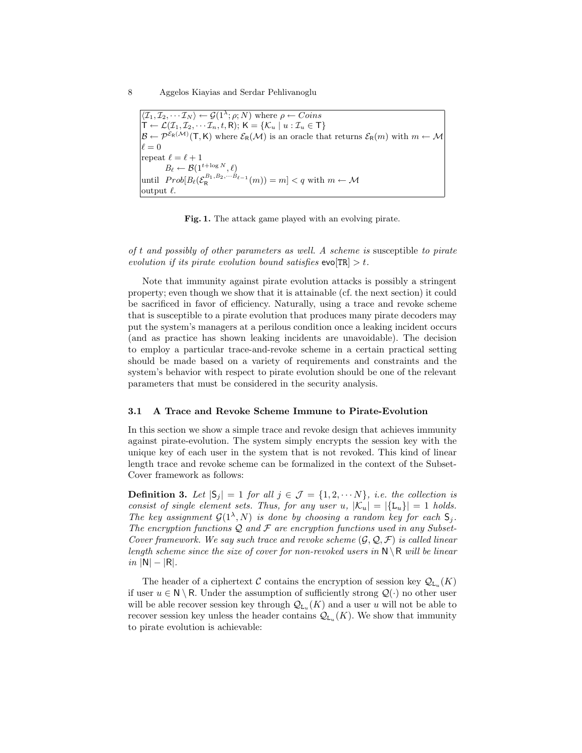$\langle \mathcal{I}_1, \mathcal{I}_2, \cdots \mathcal{I}_N \rangle \leftarrow \mathcal{G}(1^\lambda; \rho; N)$ where $\rho \leftarrow Coins$
$\mathsf{T} \leftarrow \mathcal{L}(\mathcal{I}_1, \mathcal{I}_2, \cdots \mathcal{I}_n, t, \mathsf{R})$; $\mathsf{K} = \{\mathcal{K}_u \mid u : \mathcal{I}_u \in \mathsf{T}\}$
$\mathcal{B} \leftarrow \mathcal{P}^{\mathcal{E}_\mathsf{R}(\mathcal{M})}(\mathsf{T}, \mathsf{K})$ where $\mathcal{E}_\mathsf{R}(\mathcal{M})$ is an oracle that returns $\mathcal{E}_\mathsf{R}(m)$ with $m \leftarrow \mathcal{M}$
$\ell = 0$
repeat $\ell = \ell + 1$
$\quad B_\ell \leftarrow \mathcal{B}(1^{t+\log N}, \ell)$
until $Prob[B_\ell(\mathcal{E}_\mathsf{R}^{B_1, B_2, \cdots B_{\ell-1}}(m)) = m] < q$ with $m \leftarrow \mathcal{M}$
output $\ell$.

**Fig. 1.** The attack game played with an evolving pirate.

*of t and possibly of other parameters as well. A scheme is* susceptible *to pirate evolution if its pirate evolution bound satisfies* $\mathsf{evo}[\mathtt{TR}] > t$.

Note that immunity against pirate evolution attacks is possibly a stringent property; even though we show that it is attainable (cf. the next section) it could be sacrificed in favor of efficiency. Naturally, using a trace and revoke scheme that is susceptible to a pirate evolution that produces many pirate decoders may put the system's managers at a perilous condition once a leaking incident occurs (and as practice has shown leaking incidents are unavoidable). The decision to employ a particular trace-and-revoke scheme in a certain practical setting should be made based on a variety of requirements and constraints and the system's behavior with respect to pirate evolution should be one of the relevant parameters that must be considered in the security analysis.

### 3.1 A Trace and Revoke Scheme Immune to Pirate-Evolution

In this section we show a simple trace and revoke design that achieves immunity against pirate-evolution. The system simply encrypts the session key with the unique key of each user in the system that is not revoked. This kind of linear length trace and revoke scheme can be formalized in the context of the Subset-Cover framework as follows:

**Definition 3.** *Let* $|\mathsf{S}_j| = 1$ *for all* $j \in \mathcal{J} = \{1, 2, \cdots N\}$*, i.e. the collection is consist of single element sets. Thus, for any user* $u$*,* $|\mathcal{K}_u| = |\{\mathsf{L}_u\}| = 1$ *holds. The key assignment* $\mathcal{G}(1^\lambda, N)$ *is done by choosing a random key for each* $\mathsf{S}_j$*. The encryption functions* $\mathcal{Q}$ *and* $\mathcal{F}$ *are encryption functions used in any Subset-Cover framework. We say such trace and revoke scheme* $(\mathcal{G}, \mathcal{Q}, \mathcal{F})$ *is called linear length scheme since the size of cover for non-revoked users in* $\mathsf{N} \setminus \mathsf{R}$ *will be linear in* $|\mathsf{N}| - |\mathsf{R}|$*.*

The header of a ciphertext $\mathcal{C}$ contains the encryption of session key $\mathcal{Q}_{\mathsf{L}_u}(K)$ if user $u \in \mathsf{N} \setminus \mathsf{R}$. Under the assumption of sufficiently strong $\mathcal{Q}(\cdot)$ no other user will be able recover session key through $\mathcal{Q}_{\mathsf{L}_u}(K)$ and a user $u$ will not be able to recover session key unless the header contains $\mathcal{Q}_{\mathsf{L}_u}(K)$. We show that immunity to pirate evolution is achievable: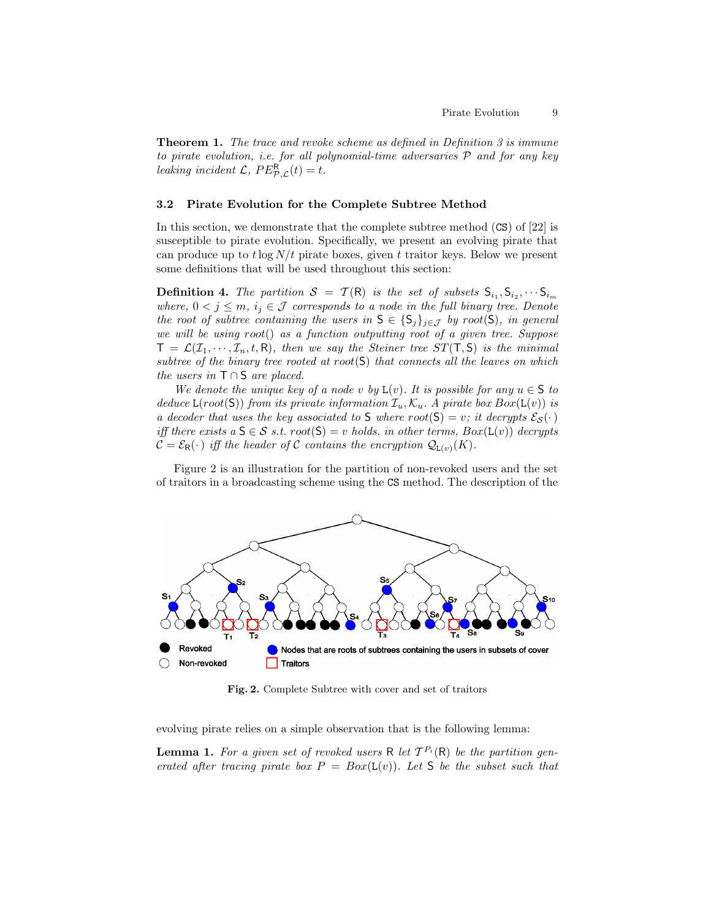**Theorem 1.** *The trace and revoke scheme as defined in Definition 3 is immune to pirate evolution, i.e. for all polynomial-time adversaries $\mathcal{P}$ and for any key leaking incident $\mathcal{L}$, $PE^{\mathsf{R}}_{\mathcal{P},\mathcal{L}}(t) = t$.*

### 3.2 Pirate Evolution for the Complete Subtree Method

In this section, we demonstrate that the complete subtree method (CS) of [22] is susceptible to pirate evolution. Specifically, we present an evolving pirate that can produce up to $t \log N/t$ pirate boxes, given $t$ traitor keys. Below we present some definitions that will be used throughout this section:

**Definition 4.** *The partition $\mathcal{S} = \mathcal{T}(\mathsf{R})$ is the set of subsets $\mathsf{S}_{i_1}, \mathsf{S}_{i_2}, \cdots \mathsf{S}_{i_m}$ where, $0 < j \leq m$, $i_j \in \mathcal{J}$ corresponds to a node in the full binary tree. Denote the root of subtree containing the users in $\mathsf{S} \in \{\mathsf{S}_j\}_{j \in \mathcal{J}}$ by $root(\mathsf{S})$, in general we will be using $root()$ as a function outputting root of a given tree. Suppose $\mathsf{T} = \mathcal{L}(\mathcal{I}_1, \cdots, \mathcal{I}_n, t, \mathsf{R})$, then we say the Steiner tree $ST(\mathsf{T}, \mathsf{S})$ is the minimal subtree of the binary tree rooted at $root(\mathsf{S})$ that connects all the leaves on which the users in $\mathsf{T} \cap \mathsf{S}$ are placed.*

*We denote the unique key of a node $v$ by $\mathsf{L}(v)$. It is possible for any $u \in \mathsf{S}$ to deduce $\mathsf{L}(root(\mathsf{S}))$ from its private information $\mathcal{I}_u, \mathcal{K}_u$. A pirate box $Box(\mathsf{L}(v))$ is a decoder that uses the key associated to $\mathsf{S}$ where $root(\mathsf{S}) = v$; it decrypts $\mathcal{E}_{\mathcal{S}}(\cdot)$ iff there exists a $\mathsf{S} \in \mathcal{S}$ s.t. $root(\mathsf{S}) = v$ holds. in other terms, $Box(\mathsf{L}(v))$ decrypts $\mathcal{C} = \mathcal{E}_{\mathsf{R}}(\cdot)$ iff the header of $\mathcal{C}$ contains the encryption $\mathcal{Q}_{\mathsf{L}(v)}(K)$.*

Figure 2 is an illustration for the partition of non-revoked users and the set of traitors in a broadcasting scheme using the CS method. The description of the

**Fig. 2.** Complete Subtree with cover and set of traitors

evolving pirate relies on a simple observation that is the following lemma:

**Lemma 1.** *For a given set of revoked users $\mathsf{R}$ let $\mathcal{T}^{P_i}(\mathsf{R})$ be the partition generated after tracing pirate box $P = Box(\mathsf{L}(v))$. Let $\mathsf{S}$ be the subset such that*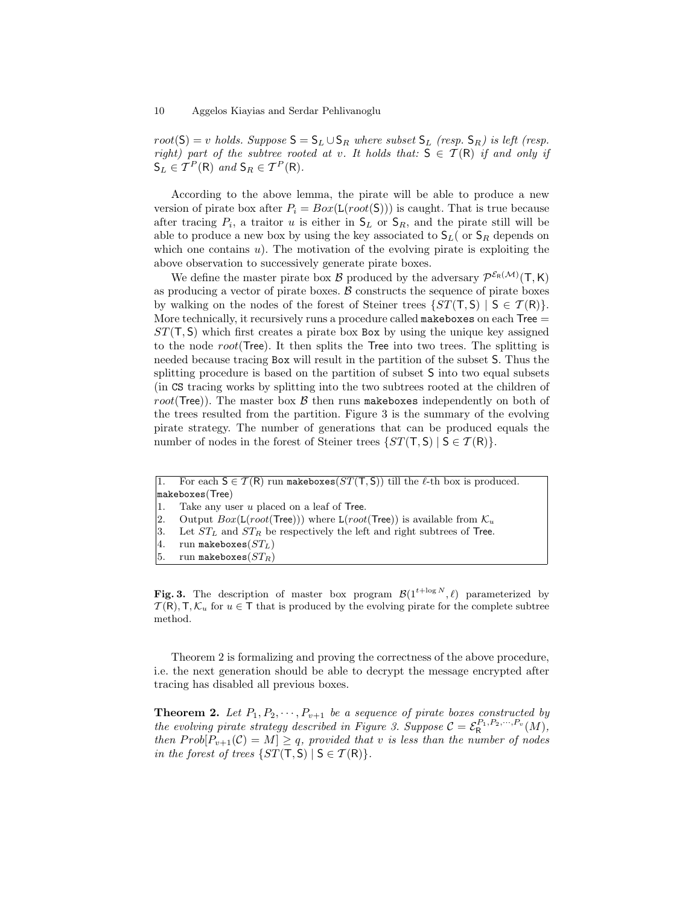$root(\mathsf{S}) = v$ *holds. Suppose* $\mathsf{S} = \mathsf{S}_L \cup \mathsf{S}_R$ *where subset* $\mathsf{S}_L$ *(resp.* $\mathsf{S}_R$*) is left (resp. right) part of the subtree rooted at* $v$*. It holds that:* $\mathsf{S} \in \mathcal{T}(\mathsf{R})$ *if and only if* $\mathsf{S}_L \in \mathcal{T}^P(\mathsf{R})$ *and* $\mathsf{S}_R \in \mathcal{T}^P(\mathsf{R})$*.*

According to the above lemma, the pirate will be able to produce a new version of pirate box after $P_i = Box(\mathsf{L}(root(\mathsf{S})))$ is caught. That is true because after tracing $P_i$, a traitor $u$ is either in $\mathsf{S}_L$ or $\mathsf{S}_R$, and the pirate still will be able to produce a new box by using the key associated to $\mathsf{S}_L$( or $\mathsf{S}_R$ depends on which one contains $u$). The motivation of the evolving pirate is exploiting the above observation to successively generate pirate boxes.

We define the master pirate box $\mathcal{B}$ produced by the adversary $\mathcal{P}^{\mathcal{E}_\mathsf{R}(\mathcal{M})}(\mathsf{T},\mathsf{K})$ as producing a vector of pirate boxes. $\mathcal{B}$ constructs the sequence of pirate boxes by walking on the nodes of the forest of Steiner trees $\{ST(\mathsf{T},\mathsf{S}) \mid \mathsf{S} \in \mathcal{T}(\mathsf{R})\}$. More technically, it recursively runs a procedure called `makeboxes` on each $\mathsf{Tree} = ST(\mathsf{T},\mathsf{S})$ which first creates a pirate box `Box` by using the unique key assigned to the node $root(\mathsf{Tree})$. It then splits the $\mathsf{Tree}$ into two trees. The splitting is needed because tracing `Box` will result in the partition of the subset $\mathsf{S}$. Thus the splitting procedure is based on the partition of subset $\mathsf{S}$ into two equal subsets (in `CS` tracing works by splitting into the two subtrees rooted at the children of $root(\mathsf{Tree})$). The master box $\mathcal{B}$ then runs `makeboxes` independently on both of the trees resulted from the partition. Figure 3 is the summary of the evolving pirate strategy. The number of generations that can be produced equals the number of nodes in the forest of Steiner trees $\{ST(\mathsf{T},\mathsf{S}) \mid \mathsf{S} \in \mathcal{T}(\mathsf{R})\}$.

```
1.  For each S ∈ T(R) run makeboxes(ST(T,S)) till the ℓ-th box is produced.
makeboxes(Tree)
1.  Take any user u placed on a leaf of Tree.
2.  Output Box(L(root(Tree))) where L(root(Tree)) is available from K_u
3.  Let ST_L and ST_R be respectively the left and right subtrees of Tree.
4.  run makeboxes(ST_L)
5.  run makeboxes(ST_R)
```

**Fig. 3.** The description of master box program $\mathcal{B}(1^{t+\log N}, \ell)$ parameterized by $\mathcal{T}(\mathsf{R}), \mathsf{T}, \mathcal{K}_u$ for $u \in \mathsf{T}$ that is produced by the evolving pirate for the complete subtree method.

Theorem 2 is formalizing and proving the correctness of the above procedure, i.e. the next generation should be able to decrypt the message encrypted after tracing has disabled all previous boxes.

**Theorem 2.** *Let* $P_1, P_2, \cdots, P_{v+1}$ *be a sequence of pirate boxes constructed by the evolving pirate strategy described in Figure 3. Suppose* $\mathcal{C} = \mathcal{E}_\mathsf{R}^{P_1,P_2,\cdots,P_v}(M)$*, then* $Prob[P_{v+1}(\mathcal{C}) = M] \geq q$*, provided that* $v$ *is less than the number of nodes in the forest of trees* $\{ST(\mathsf{T},\mathsf{S}) \mid \mathsf{S} \in \mathcal{T}(\mathsf{R})\}$*.*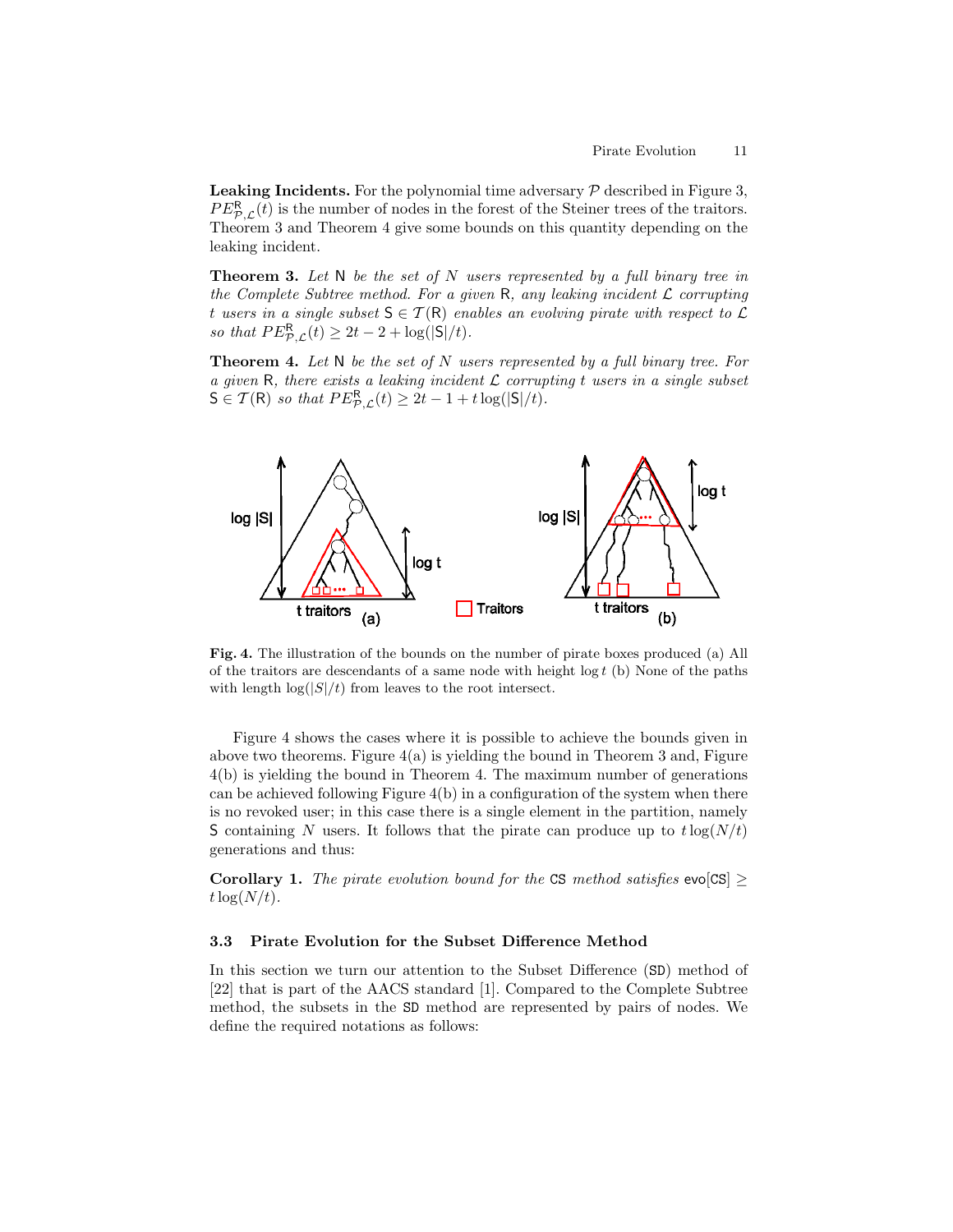**Leaking Incidents.** For the polynomial time adversary $\mathcal{P}$ described in Figure 3, $PE^{\mathsf{R}}_{\mathcal{P},\mathcal{L}}(t)$ is the number of nodes in the forest of the Steiner trees of the traitors. Theorem 3 and Theorem 4 give some bounds on this quantity depending on the leaking incident.

**Theorem 3.** *Let* $\mathsf{N}$ *be the set of* $N$ *users represented by a full binary tree in the Complete Subtree method. For a given* $\mathsf{R}$*, any leaking incident* $\mathcal{L}$ *corrupting* $t$ *users in a single subset* $\mathsf{S} \in \mathcal{T}(\mathsf{R})$ *enables an evolving pirate with respect to* $\mathcal{L}$ *so that* $PE^{\mathsf{R}}_{\mathcal{P},\mathcal{L}}(t) \geq 2t - 2 + \log(|\mathsf{S}|/t)$.

**Theorem 4.** *Let* $\mathsf{N}$ *be the set of* $N$ *users represented by a full binary tree. For a given* $\mathsf{R}$*, there exists a leaking incident* $\mathcal{L}$ *corrupting* $t$ *users in a single subset* $\mathsf{S} \in \mathcal{T}(\mathsf{R})$ *so that* $PE^{\mathsf{R}}_{\mathcal{P},\mathcal{L}}(t) \geq 2t - 1 + t\log(|\mathsf{S}|/t)$.

**Fig. 4.** The illustration of the bounds on the number of pirate boxes produced (a) All of the traitors are descendants of a same node with height $\log t$ (b) None of the paths with length $\log(|S|/t)$ from leaves to the root intersect.

Figure 4 shows the cases where it is possible to achieve the bounds given in above two theorems. Figure 4(a) is yielding the bound in Theorem 3 and, Figure 4(b) is yielding the bound in Theorem 4. The maximum number of generations can be achieved following Figure 4(b) in a configuration of the system when there is no revoked user; in this case there is a single element in the partition, namely $\mathsf{S}$ containing $N$ users. It follows that the pirate can produce up to $t\log(N/t)$ generations and thus:

**Corollary 1.** *The pirate evolution bound for the* `CS` *method satisfies* $\mathsf{evo}[\mathtt{CS}] \geq t\log(N/t)$.

### 3.3 Pirate Evolution for the Subset Difference Method

In this section we turn our attention to the Subset Difference (`SD`) method of [22] that is part of the AACS standard [1]. Compared to the Complete Subtree method, the subsets in the `SD` method are represented by pairs of nodes. We define the required notations as follows: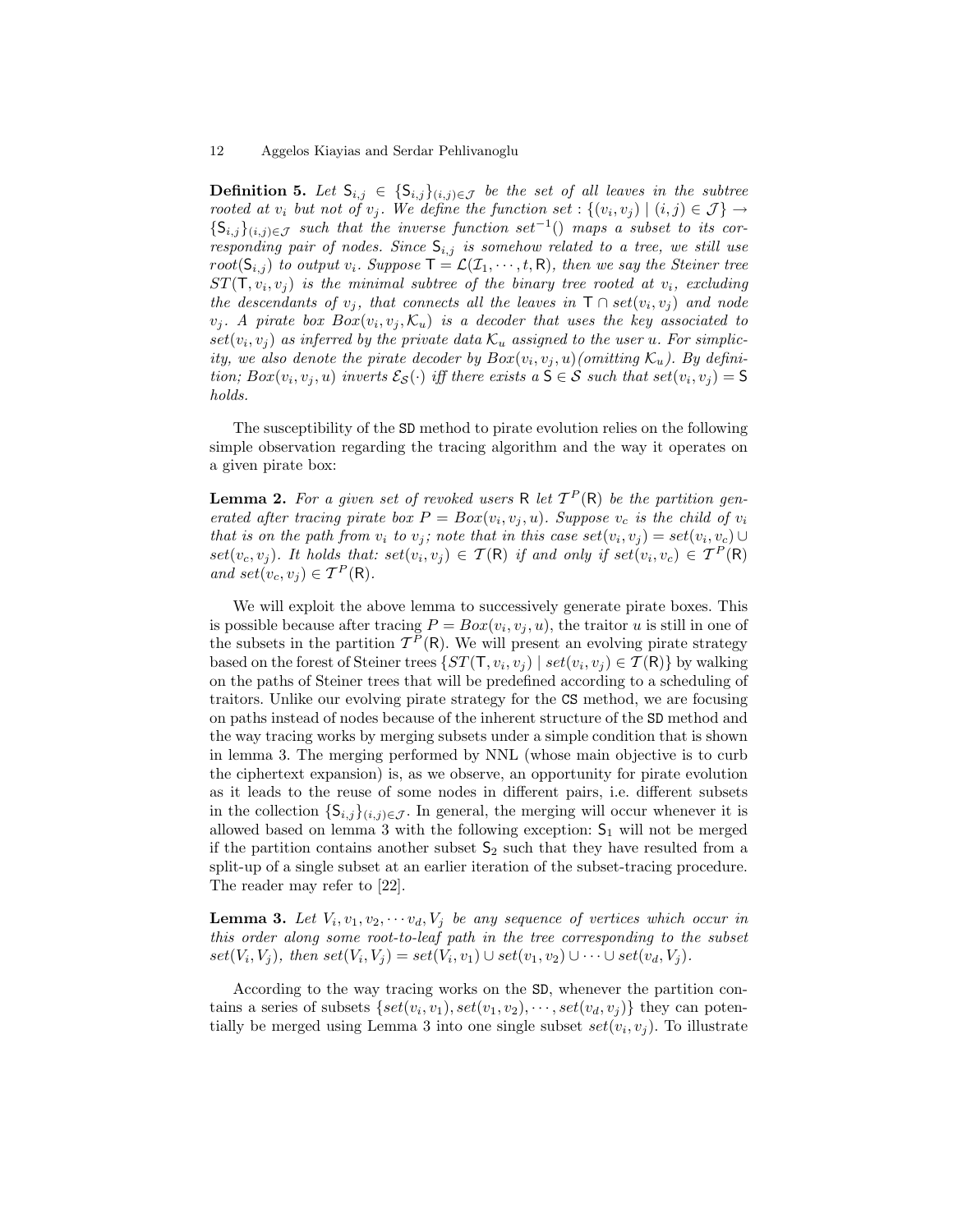**Definition 5.** *Let $\mathsf{S}_{i,j} \in \{\mathsf{S}_{i,j}\}_{(i,j)\in\mathcal{J}}$ be the set of all leaves in the subtree rooted at $v_i$ but not of $v_j$. We define the function set : $\{(v_i, v_j) \mid (i,j) \in \mathcal{J}\} \to \{\mathsf{S}_{i,j}\}_{(i,j)\in\mathcal{J}}$ such that the inverse function $set^{-1}()$ maps a subset to its corresponding pair of nodes. Since $\mathsf{S}_{i,j}$ is somehow related to a tree, we still use $root(\mathsf{S}_{i,j})$ to output $v_i$. Suppose $\mathsf{T} = \mathcal{L}(\mathcal{I}_1, \cdots, t, \mathsf{R})$, then we say the Steiner tree $ST(\mathsf{T}, v_i, v_j)$ is the minimal subtree of the binary tree rooted at $v_i$, excluding the descendants of $v_j$, that connects all the leaves in $\mathsf{T} \cap set(v_i, v_j)$ and node $v_j$. A pirate box $Box(v_i, v_j, \mathcal{K}_u)$ is a decoder that uses the key associated to $set(v_i, v_j)$ as inferred by the private data $\mathcal{K}_u$ assigned to the user $u$. For simplicity, we also denote the pirate decoder by $Box(v_i, v_j, u)$(omitting $\mathcal{K}_u$). By definition; $Box(v_i, v_j, u)$ inverts $\mathcal{E}_{\mathcal{S}}(\cdot)$ iff there exists a $\mathsf{S} \in \mathcal{S}$ such that $set(v_i, v_j) = \mathsf{S}$ holds.*

The susceptibility of the SD method to pirate evolution relies on the following simple observation regarding the tracing algorithm and the way it operates on a given pirate box:

**Lemma 2.** *For a given set of revoked users $\mathsf{R}$ let $\mathcal{T}^P(\mathsf{R})$ be the partition generated after tracing pirate box $P = Box(v_i, v_j, u)$. Suppose $v_c$ is the child of $v_i$ that is on the path from $v_i$ to $v_j$; note that in this case $set(v_i, v_j) = set(v_i, v_c) \cup set(v_c, v_j)$. It holds that: $set(v_i, v_j) \in \mathcal{T}(\mathsf{R})$ if and only if $set(v_i, v_c) \in \mathcal{T}^P(\mathsf{R})$ and $set(v_c, v_j) \in \mathcal{T}^P(\mathsf{R})$.*

We will exploit the above lemma to successively generate pirate boxes. This is possible because after tracing $P = Box(v_i, v_j, u)$, the traitor $u$ is still in one of the subsets in the partition $\mathcal{T}^P(\mathsf{R})$. We will present an evolving pirate strategy based on the forest of Steiner trees $\{ST(\mathsf{T}, v_i, v_j) \mid set(v_i, v_j) \in \mathcal{T}(\mathsf{R})\}$ by walking on the paths of Steiner trees that will be predefined according to a scheduling of traitors. Unlike our evolving pirate strategy for the CS method, we are focusing on paths instead of nodes because of the inherent structure of the SD method and the way tracing works by merging subsets under a simple condition that is shown in lemma 3. The merging performed by NNL (whose main objective is to curb the ciphertext expansion) is, as we observe, an opportunity for pirate evolution as it leads to the reuse of some nodes in different pairs, i.e. different subsets in the collection $\{\mathsf{S}_{i,j}\}_{(i,j)\in\mathcal{J}}$. In general, the merging will occur whenever it is allowed based on lemma 3 with the following exception: $\mathsf{S}_1$ will not be merged if the partition contains another subset $\mathsf{S}_2$ such that they have resulted from a split-up of a single subset at an earlier iteration of the subset-tracing procedure. The reader may refer to [22].

**Lemma 3.** *Let $V_i, v_1, v_2, \cdots v_d, V_j$ be any sequence of vertices which occur in this order along some root-to-leaf path in the tree corresponding to the subset $set(V_i, V_j)$, then $set(V_i, V_j) = set(V_i, v_1) \cup set(v_1, v_2) \cup \cdots \cup set(v_d, V_j)$.*

According to the way tracing works on the SD, whenever the partition contains a series of subsets $\{set(v_i, v_1), set(v_1, v_2), \cdots, set(v_d, v_j)\}$ they can potentially be merged using Lemma 3 into one single subset $set(v_i, v_j)$. To illustrate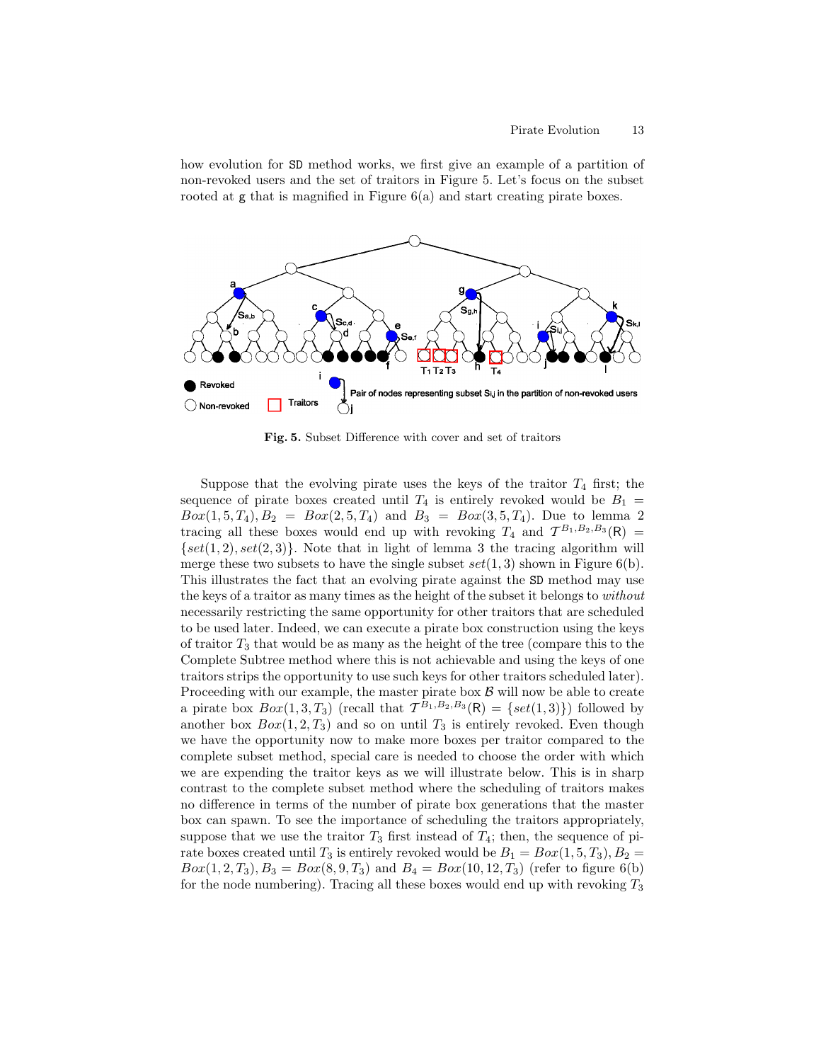how evolution for SD method works, we first give an example of a partition of non-revoked users and the set of traitors in Figure 5. Let's focus on the subset rooted at g that is magnified in Figure 6(a) and start creating pirate boxes.

**Fig. 5.** Subset Difference with cover and set of traitors

Suppose that the evolving pirate uses the keys of the traitor $T_4$ first; the sequence of pirate boxes created until $T_4$ is entirely revoked would be $B_1 = Box(1, 5, T_4), B_2 = Box(2, 5, T_4)$ and $B_3 = Box(3, 5, T_4)$. Due to lemma 2 tracing all these boxes would end up with revoking $T_4$ and $\mathcal{T}^{B_1,B_2,B_3}(\mathsf{R}) = \{set(1, 2), set(2, 3)\}$. Note that in light of lemma 3 the tracing algorithm will merge these two subsets to have the single subset $set(1, 3)$ shown in Figure 6(b). This illustrates the fact that an evolving pirate against the SD method may use the keys of a traitor as many times as the height of the subset it belongs to *without* necessarily restricting the same opportunity for other traitors that are scheduled to be used later. Indeed, we can execute a pirate box construction using the keys of traitor $T_3$ that would be as many as the height of the tree (compare this to the Complete Subtree method where this is not achievable and using the keys of one traitors strips the opportunity to use such keys for other traitors scheduled later). Proceeding with our example, the master pirate box $\mathcal{B}$ will now be able to create a pirate box $Box(1, 3, T_3)$ (recall that $\mathcal{T}^{B_1,B_2,B_3}(\mathsf{R}) = \{set(1, 3)\}$) followed by another box $Box(1, 2, T_3)$ and so on until $T_3$ is entirely revoked. Even though we have the opportunity now to make more boxes per traitor compared to the complete subset method, special care is needed to choose the order with which we are expending the traitor keys as we will illustrate below. This is in sharp contrast to the complete subset method where the scheduling of traitors makes no difference in terms of the number of pirate box generations that the master box can spawn. To see the importance of scheduling the traitors appropriately, suppose that we use the traitor $T_3$ first instead of $T_4$; then, the sequence of pirate boxes created until $T_3$ is entirely revoked would be $B_1 = Box(1, 5, T_3), B_2 = Box(1, 2, T_3), B_3 = Box(8, 9, T_3)$ and $B_4 = Box(10, 12, T_3)$ (refer to figure 6(b) for the node numbering). Tracing all these boxes would end up with revoking $T_3$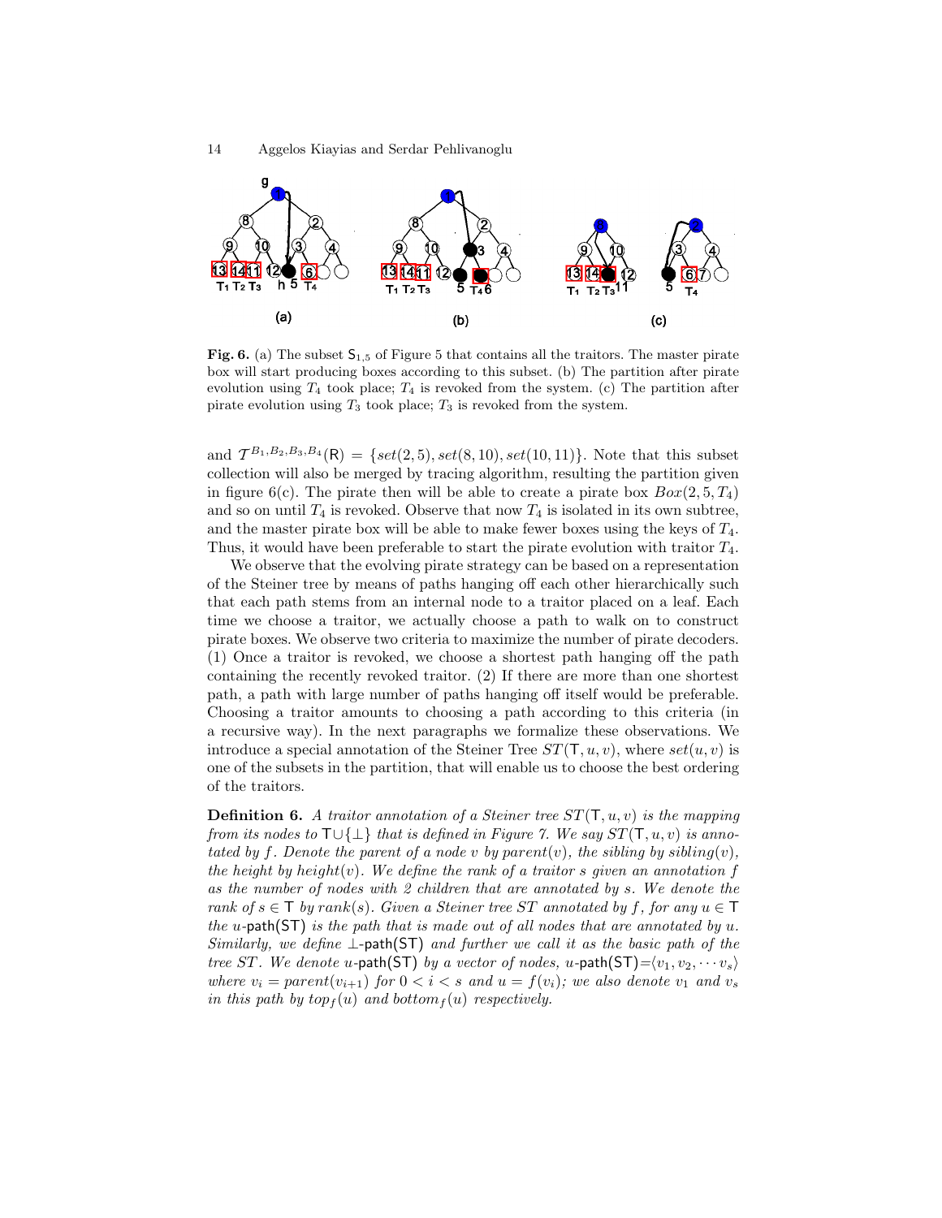**Fig. 6.** (a) The subset $\mathsf{S}_{1,5}$ of Figure 5 that contains all the traitors. The master pirate box will start producing boxes according to this subset. (b) The partition after pirate evolution using $T_4$ took place; $T_4$ is revoked from the system. (c) The partition after pirate evolution using $T_3$ took place; $T_3$ is revoked from the system.

and $\mathcal{T}^{B_1,B_2,B_3,B_4}(\mathsf{R}) = \{set(2,5), set(8,10), set(10,11)\}$. Note that this subset collection will also be merged by tracing algorithm, resulting the partition given in figure 6(c). The pirate then will be able to create a pirate box $Box(2,5,T_4)$ and so on until $T_4$ is revoked. Observe that now $T_4$ is isolated in its own subtree, and the master pirate box will be able to make fewer boxes using the keys of $T_4$. Thus, it would have been preferable to start the pirate evolution with traitor $T_4$.

We observe that the evolving pirate strategy can be based on a representation of the Steiner tree by means of paths hanging off each other hierarchically such that each path stems from an internal node to a traitor placed on a leaf. Each time we choose a traitor, we actually choose a path to walk on to construct pirate boxes. We observe two criteria to maximize the number of pirate decoders. (1) Once a traitor is revoked, we choose a shortest path hanging off the path containing the recently revoked traitor. (2) If there are more than one shortest path, a path with large number of paths hanging off itself would be preferable. Choosing a traitor amounts to choosing a path according to this criteria (in a recursive way). In the next paragraphs we formalize these observations. We introduce a special annotation of the Steiner Tree $ST(\mathsf{T}, u, v)$, where $set(u, v)$ is one of the subsets in the partition, that will enable us to choose the best ordering of the traitors.

**Definition 6.** *A traitor annotation of a Steiner tree $ST(\mathsf{T}, u, v)$ is the mapping from its nodes to $\mathsf{T} \cup \{\perp\}$ that is defined in Figure 7. We say $ST(\mathsf{T}, u, v)$ is annotated by $f$. Denote the parent of a node $v$ by $parent(v)$, the sibling by $sibling(v)$, the height by $height(v)$. We define the rank of a traitor $s$ given an annotation $f$ as the number of nodes with 2 children that are annotated by $s$. We denote the rank of $s \in \mathsf{T}$ by $rank(s)$. Given a Steiner tree $ST$ annotated by $f$, for any $u \in \mathsf{T}$ the $u$-$\mathsf{path}(\mathsf{ST})$ is the path that is made out of all nodes that are annotated by $u$. Similarly, we define $\perp$-$\mathsf{path}(\mathsf{ST})$ and further we call it as the basic path of the tree $ST$. We denote $u$-$\mathsf{path}(\mathsf{ST})$ by a vector of nodes, $u$-$\mathsf{path}(\mathsf{ST}) = \langle v_1, v_2, \cdots v_s \rangle$ where $v_i = parent(v_{i+1})$ for $0 < i < s$ and $u = f(v_i)$; we also denote $v_1$ and $v_s$ in this path by $top_f(u)$ and $bottom_f(u)$ respectively.*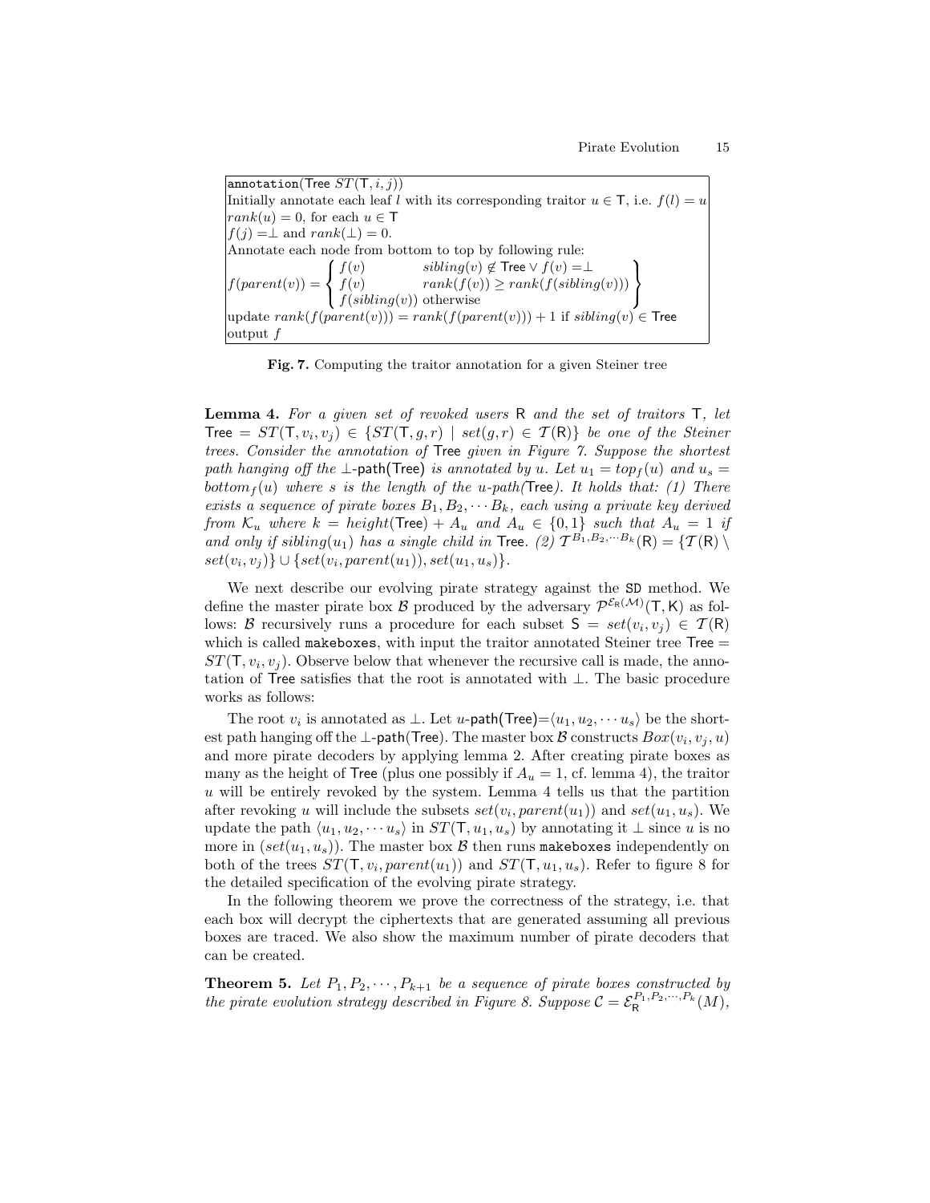```
annotation(Tree ST(T, i, j))
Initially annotate each leaf l with its corresponding traitor u ∈ T, i.e. f(l) = u
rank(u) = 0, for each u ∈ T
f(j) =⊥ and rank(⊥) = 0.
Annotate each node from bottom to top by following rule:
```

$$f(parent(v)) = \left\{ \begin{array}{ll} f(v) & sibling(v) \notin \mathsf{Tree} \vee f(v) = \perp \\ f(v) & rank(f(v)) \geq rank(f(sibling(v))) \\ f(sibling(v)) & \text{otherwise} \end{array} \right\}$$

```
update rank(f(parent(v))) = rank(f(parent(v))) + 1 if sibling(v) ∈ Tree
output f
```

**Fig. 7.** Computing the traitor annotation for a given Steiner tree

**Lemma 4.** *For a given set of revoked users* $\mathsf{R}$ *and the set of traitors* $\mathsf{T}$*, let* $\mathsf{Tree} = ST(\mathsf{T}, v_i, v_j) \in \{ST(\mathsf{T}, g, r) \mid set(g, r) \in \mathcal{T}(\mathsf{R})\}$ *be one of the Steiner trees. Consider the annotation of* $\mathsf{Tree}$ *given in Figure 7. Suppose the shortest path hanging off the* $\perp$*-path(*$\mathsf{Tree}$*) is annotated by* $u$*. Let* $u_1 = top_f(u)$ *and* $u_s = bottom_f(u)$ *where* $s$ *is the length of the* $u$*-path(*$\mathsf{Tree}$*). It holds that: (1) There exists a sequence of pirate boxes* $B_1, B_2, \cdots B_k$*, each using a private key derived from* $\mathcal{K}_u$ *where* $k = height(\mathsf{Tree}) + A_u$ *and* $A_u \in \{0, 1\}$ *such that* $A_u = 1$ *if and only if* $sibling(u_1)$ *has a single child in* $\mathsf{Tree}$*. (2)* $\mathcal{T}^{B_1, B_2, \cdots B_k}(\mathsf{R}) = \{\mathcal{T}(\mathsf{R}) \setminus set(v_i, v_j)\} \cup \{set(v_i, parent(u_1)), set(u_1, u_s)\}$*.*

We next describe our evolving pirate strategy against the SD method. We define the master pirate box $\mathcal{B}$ produced by the adversary $\mathcal{P}^{\mathcal{E}_{\mathsf{R}}(\mathcal{M})}(\mathsf{T}, \mathsf{K})$ as follows: $\mathcal{B}$ recursively runs a procedure for each subset $\mathsf{S} = set(v_i, v_j) \in \mathcal{T}(\mathsf{R})$ which is called `makeboxes`, with input the traitor annotated Steiner tree $\mathsf{Tree} = ST(\mathsf{T}, v_i, v_j)$. Observe below that whenever the recursive call is made, the annotation of $\mathsf{Tree}$ satisfies that the root is annotated with $\perp$. The basic procedure works as follows:

The root $v_i$ is annotated as $\perp$. Let $u$-path($\mathsf{Tree}$)=$\langle u_1, u_2, \cdots u_s \rangle$ be the shortest path hanging off the $\perp$-path($\mathsf{Tree}$). The master box $\mathcal{B}$ constructs $Box(v_i, v_j, u)$ and more pirate decoders by applying lemma 2. After creating pirate boxes as many as the height of $\mathsf{Tree}$ (plus one possibly if $A_u = 1$, cf. lemma 4), the traitor $u$ will be entirely revoked by the system. Lemma 4 tells us that the partition after revoking $u$ will include the subsets $set(v_i, parent(u_1))$ and $set(u_1, u_s)$. We update the path $\langle u_1, u_2, \cdots u_s \rangle$ in $ST(\mathsf{T}, u_1, u_s)$ by annotating it $\perp$ since $u$ is no more in $(set(u_1, u_s))$. The master box $\mathcal{B}$ then runs `makeboxes` independently on both of the trees $ST(\mathsf{T}, v_i, parent(u_1))$ and $ST(\mathsf{T}, u_1, u_s)$. Refer to figure 8 for the detailed specification of the evolving pirate strategy.

In the following theorem we prove the correctness of the strategy, i.e. that each box will decrypt the ciphertexts that are generated assuming all previous boxes are traced. We also show the maximum number of pirate decoders that can be created.

**Theorem 5.** *Let* $P_1, P_2, \cdots, P_{k+1}$ *be a sequence of pirate boxes constructed by the pirate evolution strategy described in Figure 8. Suppose* $\mathcal{C} = \mathcal{E}_{\mathsf{R}}^{P_1, P_2, \cdots, P_k}(M)$*,*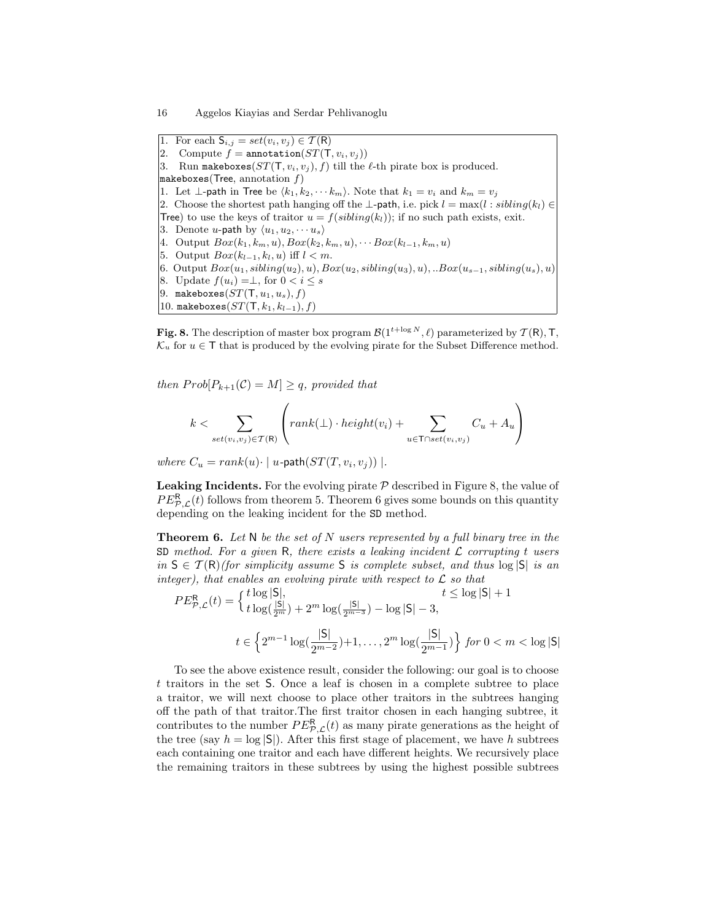```
1.  For each S_{i,j} = set(v_i, v_j) ∈ T(R)
2.    Compute f = annotation(ST(T, v_i, v_j))
3.    Run makeboxes(ST(T, v_i, v_j), f) till the ℓ-th pirate box is produced.
makeboxes(Tree, annotation f)
1.  Let ⊥-path in Tree be ⟨k_1, k_2, ··· k_m⟩. Note that k_1 = v_i and k_m = v_j
2.  Choose the shortest path hanging off the ⊥-path, i.e. pick l = max(l : sibling(k_l) ∈
Tree) to use the keys of traitor u = f(sibling(k_l)); if no such path exists, exit.
3.  Denote u-path by ⟨u_1, u_2, ··· u_s⟩
4.  Output Box(k_1, k_m, u), Box(k_2, k_m, u), ··· Box(k_{l−1}, k_m, u)
5.  Output Box(k_{l−1}, k_l, u) iff l < m.
6.  Output Box(u_1, sibling(u_2), u), Box(u_2, sibling(u_3), u), ..Box(u_{s−1}, sibling(u_s), u)
8.  Update f(u_i) =⊥, for 0 < i ≤ s
9.  makeboxes(ST(T, u_1, u_s), f)
10. makeboxes(ST(T, k_1, k_{l−1}), f)
```

**Fig. 8.** The description of master box program $\mathcal{B}(1^{t+\log N}, \ell)$ parameterized by $\mathcal{T}(\mathsf{R})$, $\mathsf{T}$, $\mathcal{K}_u$ for $u \in \mathsf{T}$ that is produced by the evolving pirate for the Subset Difference method.

*then* $Prob[P_{k+1}(\mathcal{C}) = M] \geq q$*, provided that*

$$k < \sum_{set(v_i,v_j) \in \mathcal{T}(\mathsf{R})} \left( rank(\perp) \cdot height(v_i) + \sum_{u \in \mathsf{T} \cap set(v_i,v_j)} C_u + A_u \right)$$

*where* $C_u = rank(u) \cdot \mid u\text{-}\mathsf{path}(ST(T, v_i, v_j)) \mid$.

**Leaking Incidents.** For the evolving pirate $\mathcal{P}$ described in Figure 8, the value of $PE^{\mathsf{R}}_{\mathcal{P},\mathcal{L}}(t)$ follows from theorem 5. Theorem 6 gives some bounds on this quantity depending on the leaking incident for the SD method.

**Theorem 6.** *Let* $\mathsf{N}$ *be the set of* $N$ *users represented by a full binary tree in the* SD *method. For a given* $\mathsf{R}$*, there exists a leaking incident* $\mathcal{L}$ *corrupting* $t$ *users in* $\mathsf{S} \in \mathcal{T}(\mathsf{R})$*(for simplicity assume* $\mathsf{S}$ *is complete subset, and thus* $\log |\mathsf{S}|$ *is an integer), that enables an evolving pirate with respect to* $\mathcal{L}$ *so that*

$$PE^{\mathsf{R}}_{\mathcal{P},\mathcal{L}}(t) = \begin{cases} t \log |\mathsf{S}|, & t \leq \log |\mathsf{S}| + 1 \\ t \log(\frac{|\mathsf{S}|}{2^m}) + 2^m \log(\frac{|\mathsf{S}|}{2^{m-3}}) - \log |\mathsf{S}| - 3, & \end{cases}$$

$$t \in \left\{ 2^{m-1} \log(\frac{|\mathsf{S}|}{2^{m-2}})+1, \ldots, 2^m \log(\frac{|\mathsf{S}|}{2^{m-1}}) \right\} \text{ for } 0 < m < \log |\mathsf{S}|$$

To see the above existence result, consider the following: our goal is to choose $t$ traitors in the set $\mathsf{S}$. Once a leaf is chosen in a complete subtree to place a traitor, we will next choose to place other traitors in the subtrees hanging off the path of that traitor.The first traitor chosen in each hanging subtree, it contributes to the number $PE^{\mathsf{R}}_{\mathcal{P},\mathcal{L}}(t)$ as many pirate generations as the height of the tree (say $h = \log |\mathsf{S}|$). After this first stage of placement, we have $h$ subtrees each containing one traitor and each have different heights. We recursively place the remaining traitors in these subtrees by using the highest possible subtrees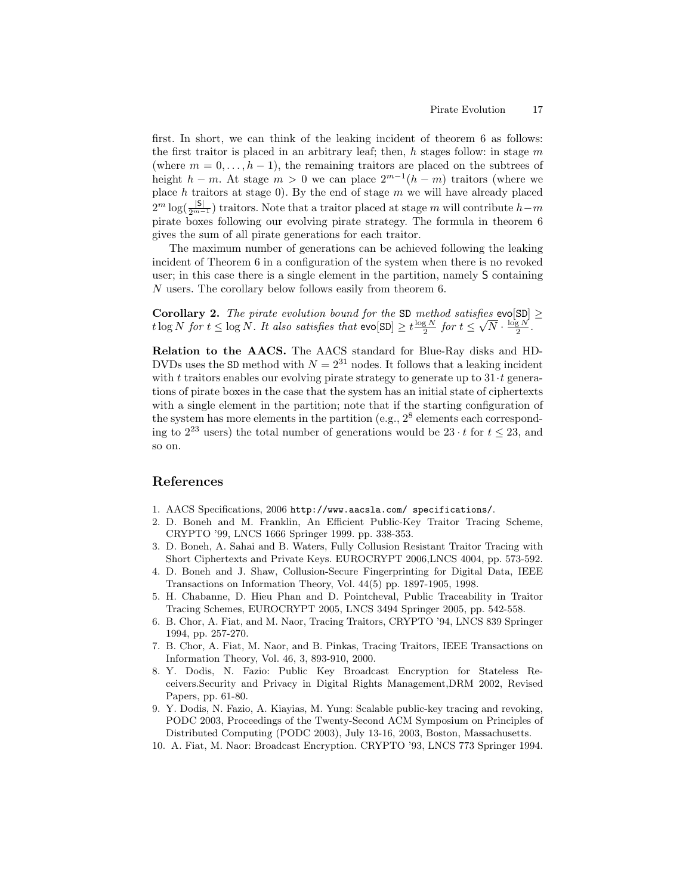first. In short, we can think of the leaking incident of theorem 6 as follows: the first traitor is placed in an arbitrary leaf; then, $h$ stages follow: in stage $m$ (where $m = 0, \ldots, h-1$), the remaining traitors are placed on the subtrees of height $h - m$. At stage $m > 0$ we can place $2^{m-1}(h-m)$ traitors (where we place $h$ traitors at stage 0). By the end of stage $m$ we will have already placed $2^m \log(\frac{|\mathsf{S}|}{2^{m-1}})$ traitors. Note that a traitor placed at stage $m$ will contribute $h-m$ pirate boxes following our evolving pirate strategy. The formula in theorem 6 gives the sum of all pirate generations for each traitor.

The maximum number of generations can be achieved following the leaking incident of Theorem 6 in a configuration of the system when there is no revoked user; in this case there is a single element in the partition, namely $\mathsf{S}$ containing $N$ users. The corollary below follows easily from theorem 6.

**Corollary 2.** *The pirate evolution bound for the* SD *method satisfies* $\mathsf{evo}[\mathsf{SD}] \geq t \log N$ *for* $t \leq \log N$. *It also satisfies that* $\mathsf{evo}[\mathsf{SD}] \geq t \frac{\log N}{2}$ *for* $t \leq \sqrt{N} \cdot \frac{\log N}{2}$.

**Relation to the AACS.** The AACS standard for Blue-Ray disks and HD-DVDs uses the SD method with $N = 2^{31}$ nodes. It follows that a leaking incident with $t$ traitors enables our evolving pirate strategy to generate up to $31 \cdot t$ generations of pirate boxes in the case that the system has an initial state of ciphertexts with a single element in the partition; note that if the starting configuration of the system has more elements in the partition (e.g., $2^8$ elements each corresponding to $2^{23}$ users) the total number of generations would be $23 \cdot t$ for $t \leq 23$, and so on.

## References

1. AACS Specifications, 2006 http://www.aacsla.com/ specifications/.
2. D. Boneh and M. Franklin, An Efficient Public-Key Traitor Tracing Scheme, CRYPTO '99, LNCS 1666 Springer 1999. pp. 338-353.
3. D. Boneh, A. Sahai and B. Waters, Fully Collusion Resistant Traitor Tracing with Short Ciphertexts and Private Keys. EUROCRYPT 2006,LNCS 4004, pp. 573-592.
4. D. Boneh and J. Shaw, Collusion-Secure Fingerprinting for Digital Data, IEEE Transactions on Information Theory, Vol. 44(5) pp. 1897-1905, 1998.
5. H. Chabanne, D. Hieu Phan and D. Pointcheval, Public Traceability in Traitor Tracing Schemes, EUROCRYPT 2005, LNCS 3494 Springer 2005, pp. 542-558.
6. B. Chor, A. Fiat, and M. Naor, Tracing Traitors, CRYPTO '94, LNCS 839 Springer 1994, pp. 257-270.
7. B. Chor, A. Fiat, M. Naor, and B. Pinkas, Tracing Traitors, IEEE Transactions on Information Theory, Vol. 46, 3, 893-910, 2000.
8. Y. Dodis, N. Fazio: Public Key Broadcast Encryption for Stateless Receivers.Security and Privacy in Digital Rights Management,DRM 2002, Revised Papers, pp. 61-80.
9. Y. Dodis, N. Fazio, A. Kiayias, M. Yung: Scalable public-key tracing and revoking, PODC 2003, Proceedings of the Twenty-Second ACM Symposium on Principles of Distributed Computing (PODC 2003), July 13-16, 2003, Boston, Massachusetts.
10. A. Fiat, M. Naor: Broadcast Encryption. CRYPTO '93, LNCS 773 Springer 1994.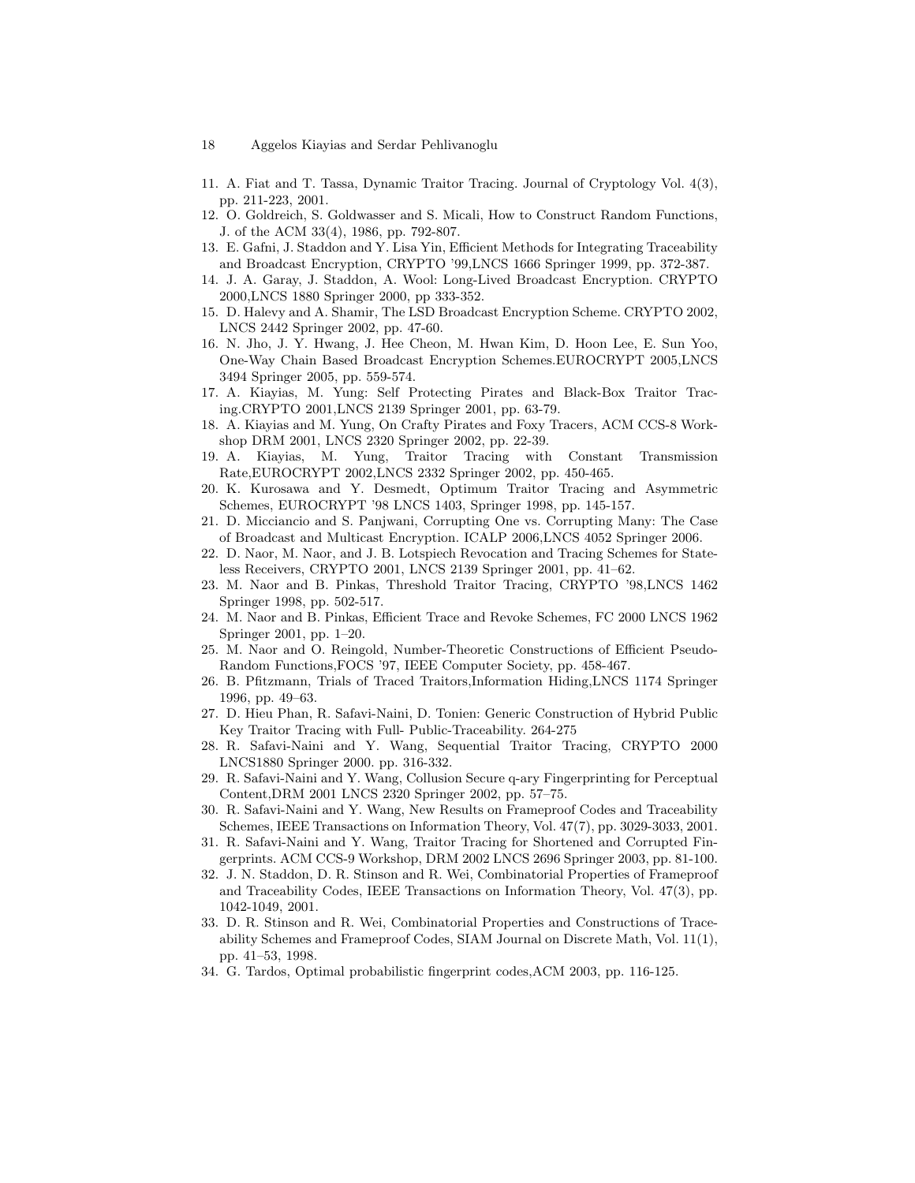11. A. Fiat and T. Tassa, Dynamic Traitor Tracing. Journal of Cryptology Vol. 4(3), pp. 211-223, 2001.
12. O. Goldreich, S. Goldwasser and S. Micali, How to Construct Random Functions, J. of the ACM 33(4), 1986, pp. 792-807.
13. E. Gafni, J. Staddon and Y. Lisa Yin, Efficient Methods for Integrating Traceability and Broadcast Encryption, CRYPTO '99,LNCS 1666 Springer 1999, pp. 372-387.
14. J. A. Garay, J. Staddon, A. Wool: Long-Lived Broadcast Encryption. CRYPTO 2000,LNCS 1880 Springer 2000, pp 333-352.
15. D. Halevy and A. Shamir, The LSD Broadcast Encryption Scheme. CRYPTO 2002, LNCS 2442 Springer 2002, pp. 47-60.
16. N. Jho, J. Y. Hwang, J. Hee Cheon, M. Hwan Kim, D. Hoon Lee, E. Sun Yoo, One-Way Chain Based Broadcast Encryption Schemes.EUROCRYPT 2005,LNCS 3494 Springer 2005, pp. 559-574.
17. A. Kiayias, M. Yung: Self Protecting Pirates and Black-Box Traitor Tracing.CRYPTO 2001,LNCS 2139 Springer 2001, pp. 63-79.
18. A. Kiayias and M. Yung, On Crafty Pirates and Foxy Tracers, ACM CCS-8 Workshop DRM 2001, LNCS 2320 Springer 2002, pp. 22-39.
19. A. Kiayias, M. Yung, Traitor Tracing with Constant Transmission Rate,EUROCRYPT 2002,LNCS 2332 Springer 2002, pp. 450-465.
20. K. Kurosawa and Y. Desmedt, Optimum Traitor Tracing and Asymmetric Schemes, EUROCRYPT '98 LNCS 1403, Springer 1998, pp. 145-157.
21. D. Micciancio and S. Panjwani, Corrupting One vs. Corrupting Many: The Case of Broadcast and Multicast Encryption. ICALP 2006,LNCS 4052 Springer 2006.
22. D. Naor, M. Naor, and J. B. Lotspiech Revocation and Tracing Schemes for Stateless Receivers, CRYPTO 2001, LNCS 2139 Springer 2001, pp. 41–62.
23. M. Naor and B. Pinkas, Threshold Traitor Tracing, CRYPTO '98,LNCS 1462 Springer 1998, pp. 502-517.
24. M. Naor and B. Pinkas, Efficient Trace and Revoke Schemes, FC 2000 LNCS 1962 Springer 2001, pp. 1–20.
25. M. Naor and O. Reingold, Number-Theoretic Constructions of Efficient Pseudo-Random Functions,FOCS '97, IEEE Computer Society, pp. 458-467.
26. B. Pfitzmann, Trials of Traced Traitors,Information Hiding,LNCS 1174 Springer 1996, pp. 49–63.
27. D. Hieu Phan, R. Safavi-Naini, D. Tonien: Generic Construction of Hybrid Public Key Traitor Tracing with Full- Public-Traceability. 264-275
28. R. Safavi-Naini and Y. Wang, Sequential Traitor Tracing, CRYPTO 2000 LNCS1880 Springer 2000. pp. 316-332.
29. R. Safavi-Naini and Y. Wang, Collusion Secure q-ary Fingerprinting for Perceptual Content,DRM 2001 LNCS 2320 Springer 2002, pp. 57–75.
30. R. Safavi-Naini and Y. Wang, New Results on Frameproof Codes and Traceability Schemes, IEEE Transactions on Information Theory, Vol. 47(7), pp. 3029-3033, 2001.
31. R. Safavi-Naini and Y. Wang, Traitor Tracing for Shortened and Corrupted Fingerprints. ACM CCS-9 Workshop, DRM 2002 LNCS 2696 Springer 2003, pp. 81-100.
32. J. N. Staddon, D. R. Stinson and R. Wei, Combinatorial Properties of Frameproof and Traceability Codes, IEEE Transactions on Information Theory, Vol. 47(3), pp. 1042-1049, 2001.
33. D. R. Stinson and R. Wei, Combinatorial Properties and Constructions of Traceability Schemes and Frameproof Codes, SIAM Journal on Discrete Math, Vol. 11(1), pp. 41–53, 1998.
34. G. Tardos, Optimal probabilistic fingerprint codes,ACM 2003, pp. 116-125.